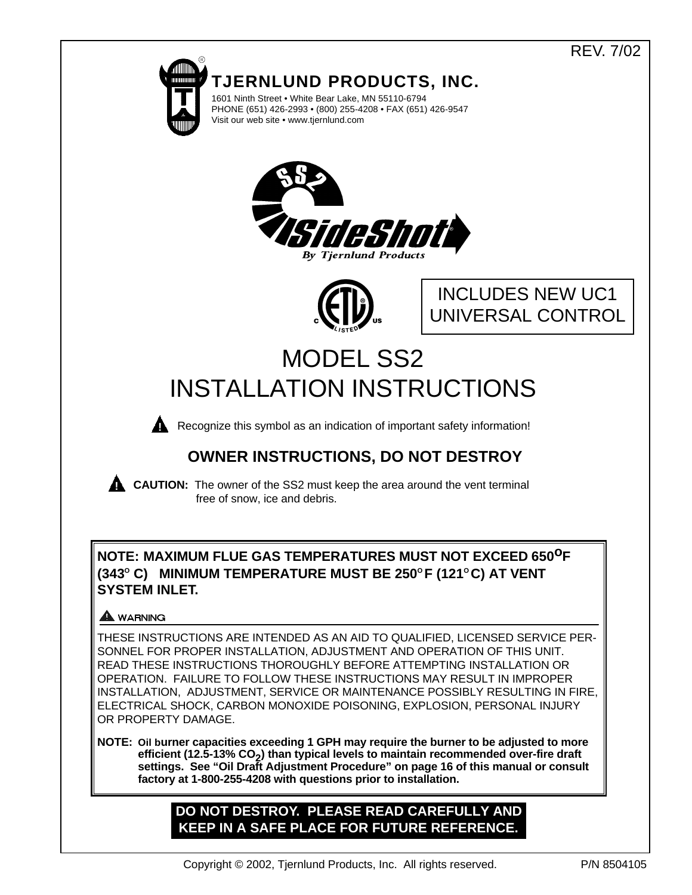REV. 7/02

# TJERNLUND PRODUCTS, INC.

1601 Ninth Street • White Bear Lake, MN 55110-6794
PHONE (651) 426-2993 • (800) 255-4208 • FAX (651) 426-9547
Visit our web site • www.tjernlund.com

SS2 SideShot® By Tjernlund Products

INCLUDES NEW UC1 UNIVERSAL CONTROL

# MODEL SS2
# INSTALLATION INSTRUCTIONS

Recognize this symbol as an indication of important safety information!

## OWNER INSTRUCTIONS, DO NOT DESTROY

**CAUTION:** The owner of the SS2 must keep the area around the vent terminal free of snow, ice and debris.

**NOTE: MAXIMUM FLUE GAS TEMPERATURES MUST NOT EXCEED 650°F (343° C) MINIMUM TEMPERATURE MUST BE 250°F (121°C) AT VENT SYSTEM INLET.**

**WARNING**

THESE INSTRUCTIONS ARE INTENDED AS AN AID TO QUALIFIED, LICENSED SERVICE PERSONNEL FOR PROPER INSTALLATION, ADJUSTMENT AND OPERATION OF THIS UNIT. READ THESE INSTRUCTIONS THOROUGHLY BEFORE ATTEMPTING INSTALLATION OR OPERATION. FAILURE TO FOLLOW THESE INSTRUCTIONS MAY RESULT IN IMPROPER INSTALLATION, ADJUSTMENT, SERVICE OR MAINTENANCE POSSIBLY RESULTING IN FIRE, ELECTRICAL SHOCK, CARBON MONOXIDE POISONING, EXPLOSION, PERSONAL INJURY OR PROPERTY DAMAGE.

**NOTE: Oil burner capacities exceeding 1 GPH may require the burner to be adjusted to more efficient (12.5-13% $CO_2$) than typical levels to maintain recommended over-fire draft settings. See "Oil Draft Adjustment Procedure" on page 16 of this manual or consult factory at 1-800-255-4208 with questions prior to installation.**

**DO NOT DESTROY. PLEASE READ CAREFULLY AND KEEP IN A SAFE PLACE FOR FUTURE REFERENCE.**

Copyright © 2002, Tjernlund Products, Inc. All rights reserved. P/N 8504105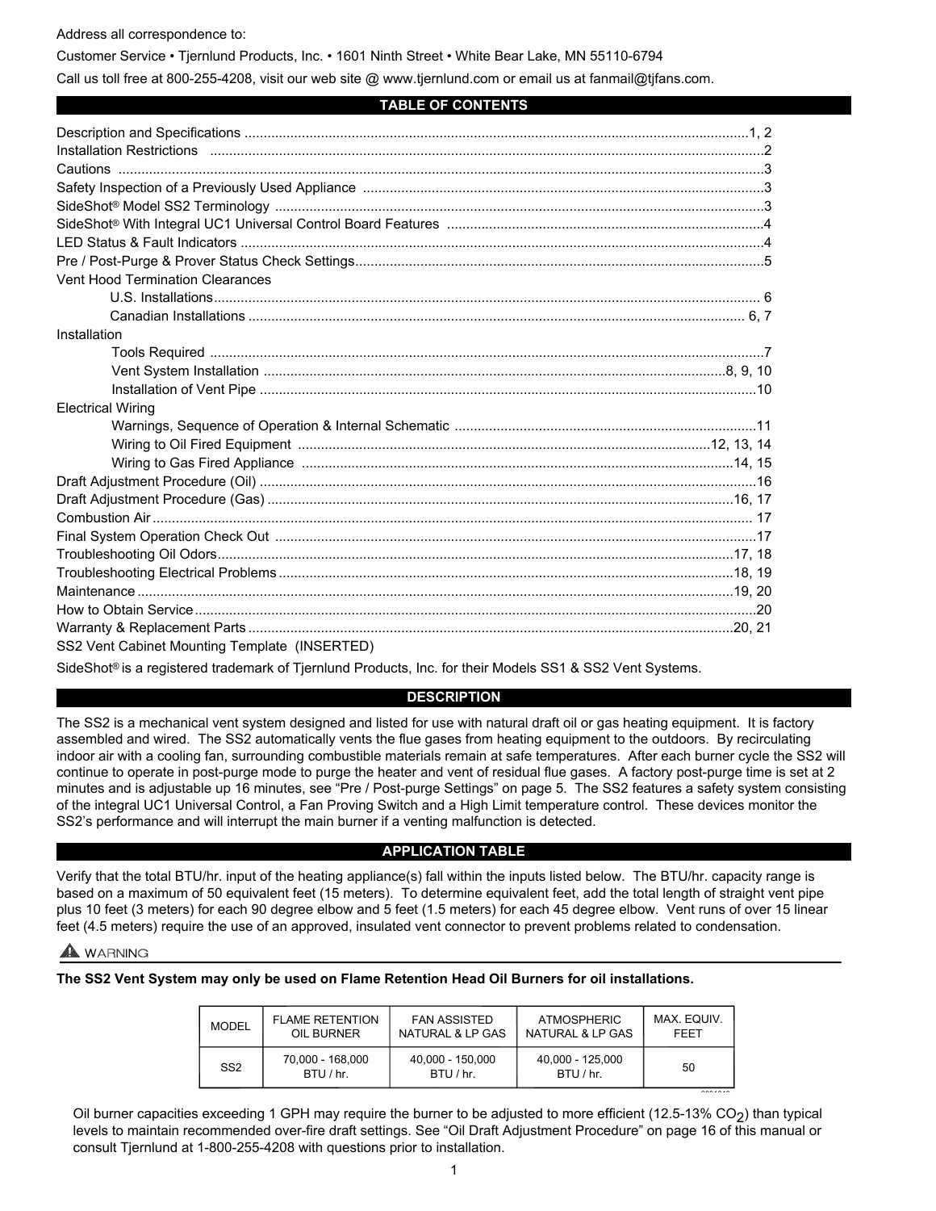Address all correspondence to:

Customer Service • Tjernlund Products, Inc. • 1601 Ninth Street • White Bear Lake, MN 55110-6794

Call us toll free at 800-255-4208, visit our web site @ www.tjernlund.com or email us at fanmail@tjfans.com.

## TABLE OF CONTENTS

Description and Specifications ........................................................................................................................1, 2
Installation Restrictions ........................................................................................................................2
Cautions ........................................................................................................................3
Safety Inspection of a Previously Used Appliance ........................................................................................................................3
SideShot® Model SS2 Terminology ........................................................................................................................3
SideShot® With Integral UC1 Universal Control Board Features ........................................................................................................................4
LED Status & Fault Indicators ........................................................................................................................4
Pre / Post-Purge & Prover Status Check Settings........................................................................................................................5
Vent Hood Termination Clearances
- U.S. Installations........................................................................................................................ 6
- Canadian Installations ........................................................................................................................ 6, 7

Installation
- Tools Required ........................................................................................................................7
- Vent System Installation ........................................................................................................................8, 9, 10
- Installation of Vent Pipe ........................................................................................................................10

Electrical Wiring
- Warnings, Sequence of Operation & Internal Schematic ........................................................................................................................11
- Wiring to Oil Fired Equipment ........................................................................................................................12, 13, 14
- Wiring to Gas Fired Appliance ........................................................................................................................14, 15

Draft Adjustment Procedure (Oil) ........................................................................................................................16
Draft Adjustment Procedure (Gas) ........................................................................................................................16, 17
Combustion Air........................................................................................................................ 17
Final System Operation Check Out ........................................................................................................................17
Troubleshooting Oil Odors........................................................................................................................17, 18
Troubleshooting Electrical Problems........................................................................................................................18, 19
Maintenance........................................................................................................................19, 20
How to Obtain Service........................................................................................................................20
Warranty & Replacement Parts........................................................................................................................20, 21
SS2 Vent Cabinet Mounting Template (INSERTED)

SideShot® is a registered trademark of Tjernlund Products, Inc. for their Models SS1 & SS2 Vent Systems.

## DESCRIPTION

The SS2 is a mechanical vent system designed and listed for use with natural draft oil or gas heating equipment. It is factory assembled and wired. The SS2 automatically vents the flue gases from heating equipment to the outdoors. By recirculating indoor air with a cooling fan, surrounding combustible materials remain at safe temperatures. After each burner cycle the SS2 will continue to operate in post-purge mode to purge the heater and vent of residual flue gases. A factory post-purge time is set at 2 minutes and is adjustable up 16 minutes, see "Pre / Post-purge Settings" on page 5. The SS2 features a safety system consisting of the integral UC1 Universal Control, a Fan Proving Switch and a High Limit temperature control. These devices monitor the SS2's performance and will interrupt the main burner if a venting malfunction is detected.

## APPLICATION TABLE

Verify that the total BTU/hr. input of the heating appliance(s) fall within the inputs listed below. The BTU/hr. capacity range is based on a maximum of 50 equivalent feet (15 meters). To determine equivalent feet, add the total length of straight vent pipe plus 10 feet (3 meters) for each 90 degree elbow and 5 feet (1.5 meters) for each 45 degree elbow. Vent runs of over 15 linear feet (4.5 meters) require the use of an approved, insulated vent connector to prevent problems related to condensation.

⚠ WARNING

**The SS2 Vent System may only be used on Flame Retention Head Oil Burners for oil installations.**

| MODEL | FLAME RETENTION OIL BURNER | FAN ASSISTED NATURAL & LP GAS | ATMOSPHERIC NATURAL & LP GAS | MAX. EQUIV. FEET |
|---|---|---|---|---|
| SS2 | 70,000 - 168,000 BTU / hr. | 40,000 - 150,000 BTU / hr. | 40,000 - 125,000 BTU / hr. | 50 |

Oil burner capacities exceeding 1 GPH may require the burner to be adjusted to more efficient (12.5-13% $CO_2$) than typical levels to maintain recommended over-fire draft settings. See "Oil Draft Adjustment Procedure" on page 16 of this manual or consult Tjernlund at 1-800-255-4208 with questions prior to installation.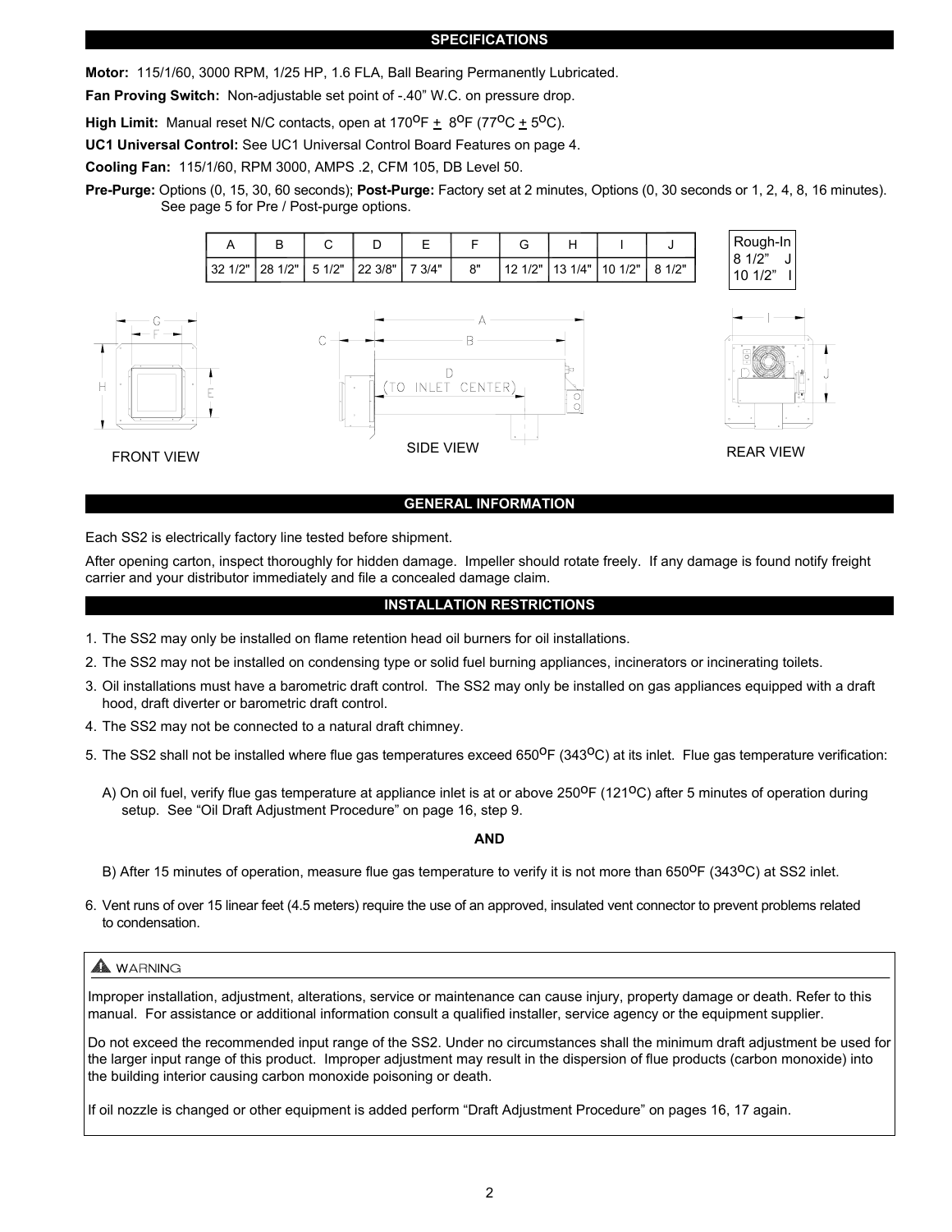## SPECIFICATIONS

**Motor:** 115/1/60, 3000 RPM, 1/25 HP, 1.6 FLA, Ball Bearing Permanently Lubricated.

**Fan Proving Switch:** Non-adjustable set point of -.40” W.C. on pressure drop.

**High Limit:** Manual reset N/C contacts, open at 170°F ± 8°F (77°C ± 5°C).

**UC1 Universal Control:** See UC1 Universal Control Board Features on page 4.

**Cooling Fan:** 115/1/60, RPM 3000, AMPS .2, CFM 105, DB Level 50.

**Pre-Purge:** Options (0, 15, 30, 60 seconds); **Post-Purge:** Factory set at 2 minutes, Options (0, 30 seconds or 1, 2, 4, 8, 16 minutes). See page 5 for Pre / Post-purge options.

| A | B | C | D | E | F | G | H | I | J |
|---|---|---|---|---|---|---|---|---|---|
| 32 1/2" | 28 1/2" | 5 1/2" | 22 3/8" | 7 3/4" | 8" | 12 1/2" | 13 1/4" | 10 1/2" | 8 1/2" |

| Rough-In | |
|---|---|
| 8 1/2” | J |
| 10 1/2” | I |

FRONT VIEW

SIDE VIEW

D (TO INLET CENTER)

REAR VIEW

## GENERAL INFORMATION

Each SS2 is electrically factory line tested before shipment.

After opening carton, inspect thoroughly for hidden damage. Impeller should rotate freely. If any damage is found notify freight carrier and your distributor immediately and file a concealed damage claim.

## INSTALLATION RESTRICTIONS

1. The SS2 may only be installed on flame retention head oil burners for oil installations.
2. The SS2 may not be installed on condensing type or solid fuel burning appliances, incinerators or incinerating toilets.
3. Oil installations must have a barometric draft control. The SS2 may only be installed on gas appliances equipped with a draft hood, draft diverter or barometric draft control.
4. The SS2 may not be connected to a natural draft chimney.
5. The SS2 shall not be installed where flue gas temperatures exceed 650°F (343°C) at its inlet. Flue gas temperature verification:

   A) On oil fuel, verify flue gas temperature at appliance inlet is at or above 250°F (121°C) after 5 minutes of operation during setup. See “Oil Draft Adjustment Procedure” on page 16, step 9.

   **AND**

   B) After 15 minutes of operation, measure flue gas temperature to verify it is not more than 650°F (343°C) at SS2 inlet.

6. Vent runs of over 15 linear feet (4.5 meters) require the use of an approved, insulated vent connector to prevent problems related to condensation.

> **⚠ WARNING**
>
> Improper installation, adjustment, alterations, service or maintenance can cause injury, property damage or death. Refer to this manual. For assistance or additional information consult a qualified installer, service agency or the equipment supplier.
>
> Do not exceed the recommended input range of the SS2. Under no circumstances shall the minimum draft adjustment be used for the larger input range of this product. Improper adjustment may result in the dispersion of flue products (carbon monoxide) into the building interior causing carbon monoxide poisoning or death.
>
> If oil nozzle is changed or other equipment is added perform “Draft Adjustment Procedure” on pages 16, 17 again.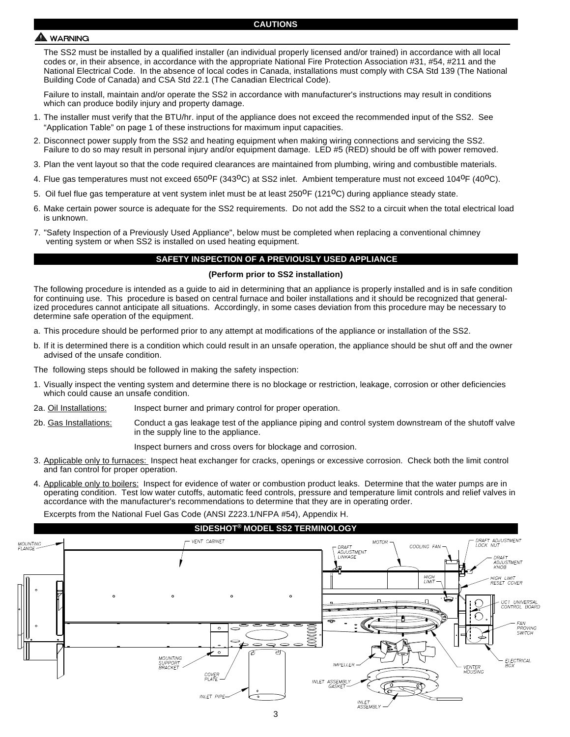## CAUTIONS

**⚠ WARNING**

The SS2 must be installed by a qualified installer (an individual properly licensed and/or trained) in accordance with all local codes or, in their absence, in accordance with the appropriate National Fire Protection Association #31, #54, #211 and the National Electrical Code. In the absence of local codes in Canada, installations must comply with CSA Std 139 (The National Building Code of Canada) and CSA Std 22.1 (The Canadian Electrical Code).

Failure to install, maintain and/or operate the SS2 in accordance with manufacturer's instructions may result in conditions which can produce bodily injury and property damage.

1. The installer must verify that the BTU/hr. input of the appliance does not exceed the recommended input of the SS2. See "Application Table" on page 1 of these instructions for maximum input capacities.
2. Disconnect power supply from the SS2 and heating equipment when making wiring connections and servicing the SS2. Failure to do so may result in personal injury and/or equipment damage. LED #5 (RED) should be off with power removed.
3. Plan the vent layout so that the code required clearances are maintained from plumbing, wiring and combustible materials.
4. Flue gas temperatures must not exceed 650°F (343°C) at SS2 inlet. Ambient temperature must not exceed 104°F (40°C).
5. Oil fuel flue gas temperature at vent system inlet must be at least 250°F (121°C) during appliance steady state.
6. Make certain power source is adequate for the SS2 requirements. Do not add the SS2 to a circuit when the total electrical load is unknown.
7. "Safety Inspection of a Previously Used Appliance", below must be completed when replacing a conventional chimney venting system or when SS2 is installed on used heating equipment.

## SAFETY INSPECTION OF A PREVIOUSLY USED APPLIANCE

**(Perform prior to SS2 installation)**

The following procedure is intended as a guide to aid in determining that an appliance is properly installed and is in safe condition for continuing use. This procedure is based on central furnace and boiler installations and it should be recognized that generalized procedures cannot anticipate all situations. Accordingly, in some cases deviation from this procedure may be necessary to determine safe operation of the equipment.

a. This procedure should be performed prior to any attempt at modifications of the appliance or installation of the SS2.

b. If it is determined there is a condition which could result in an unsafe operation, the appliance should be shut off and the owner advised of the unsafe condition.

The following steps should be followed in making the safety inspection:

1. Visually inspect the venting system and determine there is no blockage or restriction, leakage, corrosion or other deficiencies which could cause an unsafe condition.

2a. Oil Installations: Inspect burner and primary control for proper operation.

2b. Gas Installations: Conduct a gas leakage test of the appliance piping and control system downstream of the shutoff valve in the supply line to the appliance.

Inspect burners and cross overs for blockage and corrosion.

3. Applicable only to furnaces: Inspect heat exchanger for cracks, openings or excessive corrosion. Check both the limit control and fan control for proper operation.
4. Applicable only to boilers: Inspect for evidence of water or combustion product leaks. Determine that the water pumps are in operating condition. Test low water cutoffs, automatic feed controls, pressure and temperature limit controls and relief valves in accordance with the manufacturer's recommendations to determine that they are in operating order.

Excerpts from the National Fuel Gas Code (ANSI Z223.1/NFPA #54), Appendix H.

## SIDESHOT® MODEL SS2 TERMINOLOGY

MOUNTING FLANGE
VENT CABINET
DRAFT ADJUSTMENT LINKAGE
MOTOR
COOLING FAN
DRAFT ADJUSTMENT LOCK NUT
DRAFT ADJUSTMENT KNOB
HIGH LIMIT
HIGH LIMIT RESET COVER
UC1 UNIVERSAL CONTROL BOARD
FAN PROVING SWITCH
ELECTRICAL BOX
VENTER HOUSING
IMPELLER
INLET ASSEMBLY GASKET
INLET ASSEMBLY
MOUNTING SUPPORT BRACKET
COVER PLATE
INLET PIPE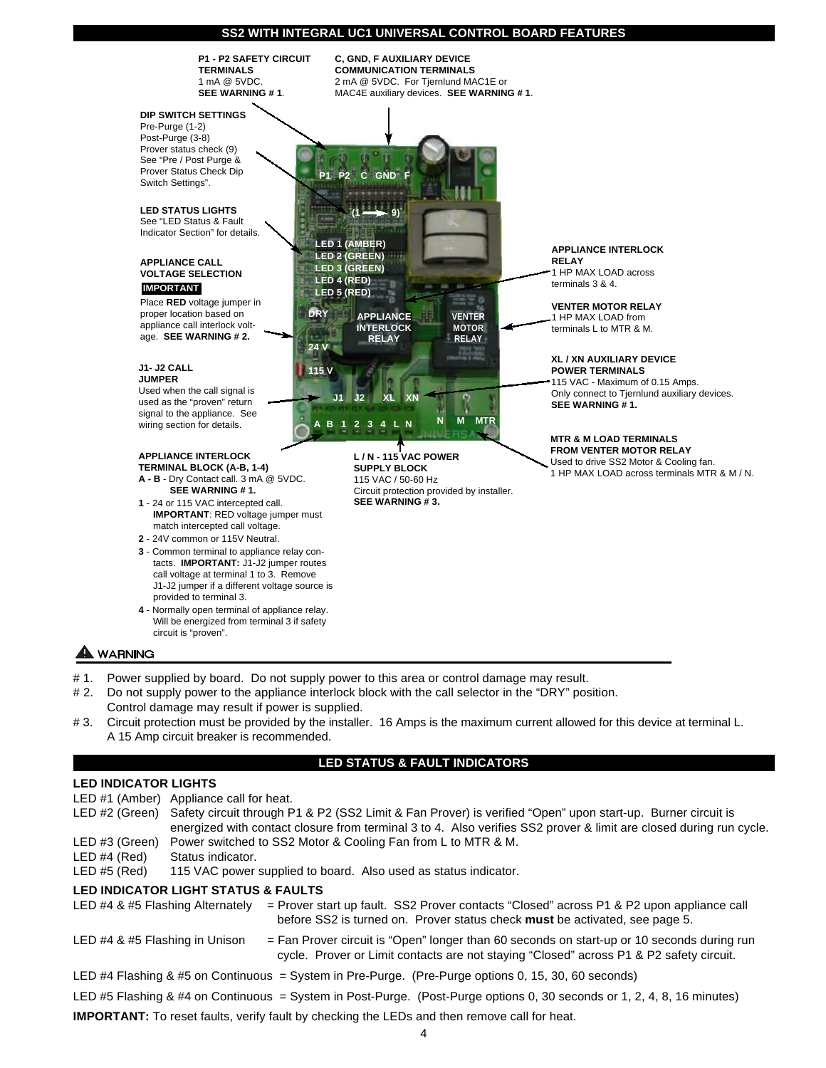## SS2 WITH INTEGRAL UC1 UNIVERSAL CONTROL BOARD FEATURES

**P1 - P2 SAFETY CIRCUIT TERMINALS**
1 mA @ 5VDC.
**SEE WARNING # 1**.

**C, GND, F AUXILIARY DEVICE COMMUNICATION TERMINALS**
2 mA @ 5VDC. For Tjernlund MAC1E or MAC4E auxiliary devices. **SEE WARNING # 1**.

**DIP SWITCH SETTINGS**
Pre-Purge (1-2)
Post-Purge (3-8)
Prover status check (9)
See "Pre / Post Purge & Prover Status Check Dip Switch Settings".

**LED STATUS LIGHTS**
See "LED Status & Fault Indicator Section" for details.

**APPLIANCE CALL VOLTAGE SELECTION**
**IMPORTANT**
Place **RED** voltage jumper in proper location based on appliance call interlock voltage. **SEE WARNING # 2.**

**J1- J2 CALL JUMPER**
Used when the call signal is used as the "proven" return signal to the appliance. See wiring section for details.

**APPLIANCE INTERLOCK RELAY**
1 HP MAX LOAD across terminals 3 & 4.

**VENTER MOTOR RELAY**
1 HP MAX LOAD from terminals L to MTR & M.

**XL / XN AUXILIARY DEVICE POWER TERMINALS**
115 VAC - Maximum of 0.15 Amps. Only connect to Tjernlund auxiliary devices. **SEE WARNING # 1.**

**MTR & M LOAD TERMINALS FROM VENTER MOTOR RELAY**
Used to drive SS2 Motor & Cooling fan. 1 HP MAX LOAD across terminals MTR & M / N.

P1 P2 C GND F
(1 → 9)
LED 1 (AMBER)
LED 2 (GREEN)
LED 3 (GREEN)
LED 4 (RED)
LED 5 (RED)
DRY
24 V
115 V
APPLIANCE INTERLOCK RELAY
VENTER MOTOR RELAY
J1 J2 XL XN
A B 1 2 3 4 L N N M MTR

**APPLIANCE INTERLOCK TERMINAL BLOCK (A-B, 1-4)**
- **A - B** - Dry Contact call. 3 mA @ 5VDC. **SEE WARNING # 1.**
- **1** - 24 or 115 VAC intercepted call. **IMPORTANT**: RED voltage jumper must match intercepted call voltage.
- **2** - 24V common or 115V Neutral.
- **3** - Common terminal to appliance relay contacts. **IMPORTANT:** J1-J2 jumper routes call voltage at terminal 1 to 3. Remove J1-J2 jumper if a different voltage source is provided to terminal 3.
- **4** - Normally open terminal of appliance relay. Will be energized from terminal 3 if safety circuit is "proven".

**L / N - 115 VAC POWER SUPPLY BLOCK**
115 VAC / 50-60 Hz
Circuit protection provided by installer.
**SEE WARNING # 3.**

### ⚠ WARNING

- # 1. Power supplied by board. Do not supply power to this area or control damage may result.
- # 2. Do not supply power to the appliance interlock block with the call selector in the "DRY" position. Control damage may result if power is supplied.
- # 3. Circuit protection must be provided by the installer. 16 Amps is the maximum current allowed for this device at terminal L. A 15 Amp circuit breaker is recommended.

## LED STATUS & FAULT INDICATORS

### LED INDICATOR LIGHTS

| | |
|---|---|
| LED #1 (Amber) | Appliance call for heat. |
| LED #2 (Green) | Safety circuit through P1 & P2 (SS2 Limit & Fan Prover) is verified "Open" upon start-up. Burner circuit is energized with contact closure from terminal 3 to 4. Also verifies SS2 prover & limit are closed during run cycle. |
| LED #3 (Green) | Power switched to SS2 Motor & Cooling Fan from L to MTR & M. |
| LED #4 (Red) | Status indicator. |
| LED #5 (Red) | 115 VAC power supplied to board. Also used as status indicator. |

### LED INDICATOR LIGHT STATUS & FAULTS

| | |
|---|---|
| LED #4 & #5 Flashing Alternately | = Prover start up fault. SS2 Prover contacts "Closed" across P1 & P2 upon appliance call before SS2 is turned on. Prover status check **must** be activated, see page 5. |
| LED #4 & #5 Flashing in Unison | = Fan Prover circuit is "Open" longer than 60 seconds on start-up or 10 seconds during run cycle. Prover or Limit contacts are not staying "Closed" across P1 & P2 safety circuit. |
| LED #4 Flashing & #5 on Continuous | = System in Pre-Purge. (Pre-Purge options 0, 15, 30, 60 seconds) |
| LED #5 Flashing & #4 on Continuous | = System in Post-Purge. (Post-Purge options 0, 30 seconds or 1, 2, 4, 8, 16 minutes) |

**IMPORTANT:** To reset faults, verify fault by checking the LEDs and then remove call for heat.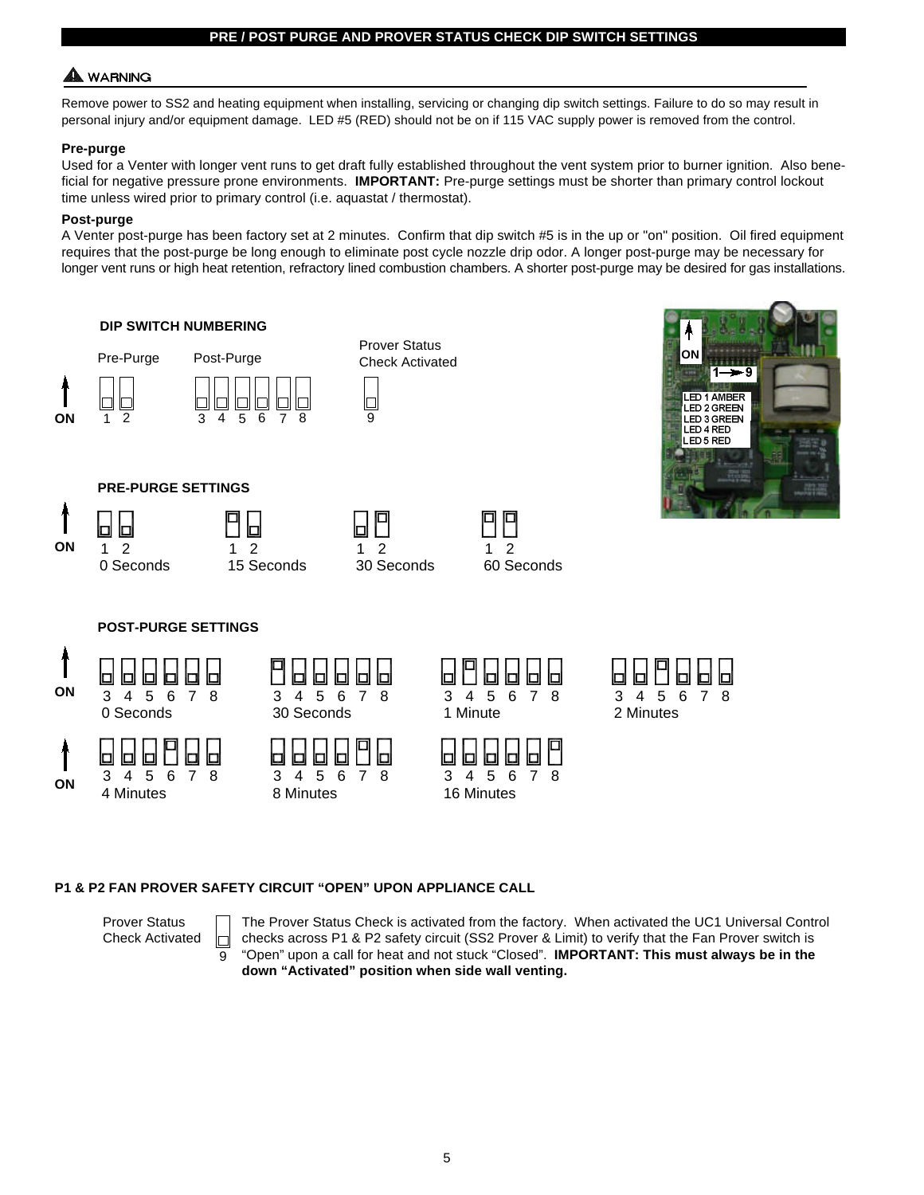## PRE / POST PURGE AND PROVER STATUS CHECK DIP SWITCH SETTINGS

**⚠ WARNING**

Remove power to SS2 and heating equipment when installing, servicing or changing dip switch settings. Failure to do so may result in personal injury and/or equipment damage. LED #5 (RED) should not be on if 115 VAC supply power is removed from the control.

**Pre-purge**

Used for a Venter with longer vent runs to get draft fully established throughout the vent system prior to burner ignition. Also beneficial for negative pressure prone environments. **IMPORTANT:** Pre-purge settings must be shorter than primary control lockout time unless wired prior to primary control (i.e. aquastat / thermostat).

**Post-purge**

A Venter post-purge has been factory set at 2 minutes. Confirm that dip switch #5 is in the up or "on" position. Oil fired equipment requires that the post-purge be long enough to eliminate post cycle nozzle drip odor. A longer post-purge may be necessary for longer vent runs or high heat retention, refractory lined combustion chambers. A shorter post-purge may be desired for gas installations.

**DIP SWITCH NUMBERING**

ON

Pre-Purge: 1 2

Post-Purge: 3 4 5 6 7 8

Prover Status Check Activated: 9

ON

1→9

LED 1 AMBER
LED 2 GREEN
LED 3 GREEN
LED 4 RED
LED 5 RED

**PRE-PURGE SETTINGS**

ON

1 2 — 0 Seconds

1 2 — 15 Seconds

1 2 — 30 Seconds

1 2 — 60 Seconds

**POST-PURGE SETTINGS**

ON

3 4 5 6 7 8 — 0 Seconds

3 4 5 6 7 8 — 30 Seconds

3 4 5 6 7 8 — 1 Minute

3 4 5 6 7 8 — 2 Minutes

ON

3 4 5 6 7 8 — 4 Minutes

3 4 5 6 7 8 — 8 Minutes

3 4 5 6 7 8 — 16 Minutes

**P1 & P2 FAN PROVER SAFETY CIRCUIT "OPEN" UPON APPLIANCE CALL**

Prover Status Check Activated — 9

The Prover Status Check is activated from the factory. When activated the UC1 Universal Control checks across P1 & P2 safety circuit (SS2 Prover & Limit) to verify that the Fan Prover switch is "Open" upon a call for heat and not stuck "Closed". **IMPORTANT: This must always be in the down "Activated" position when side wall venting.**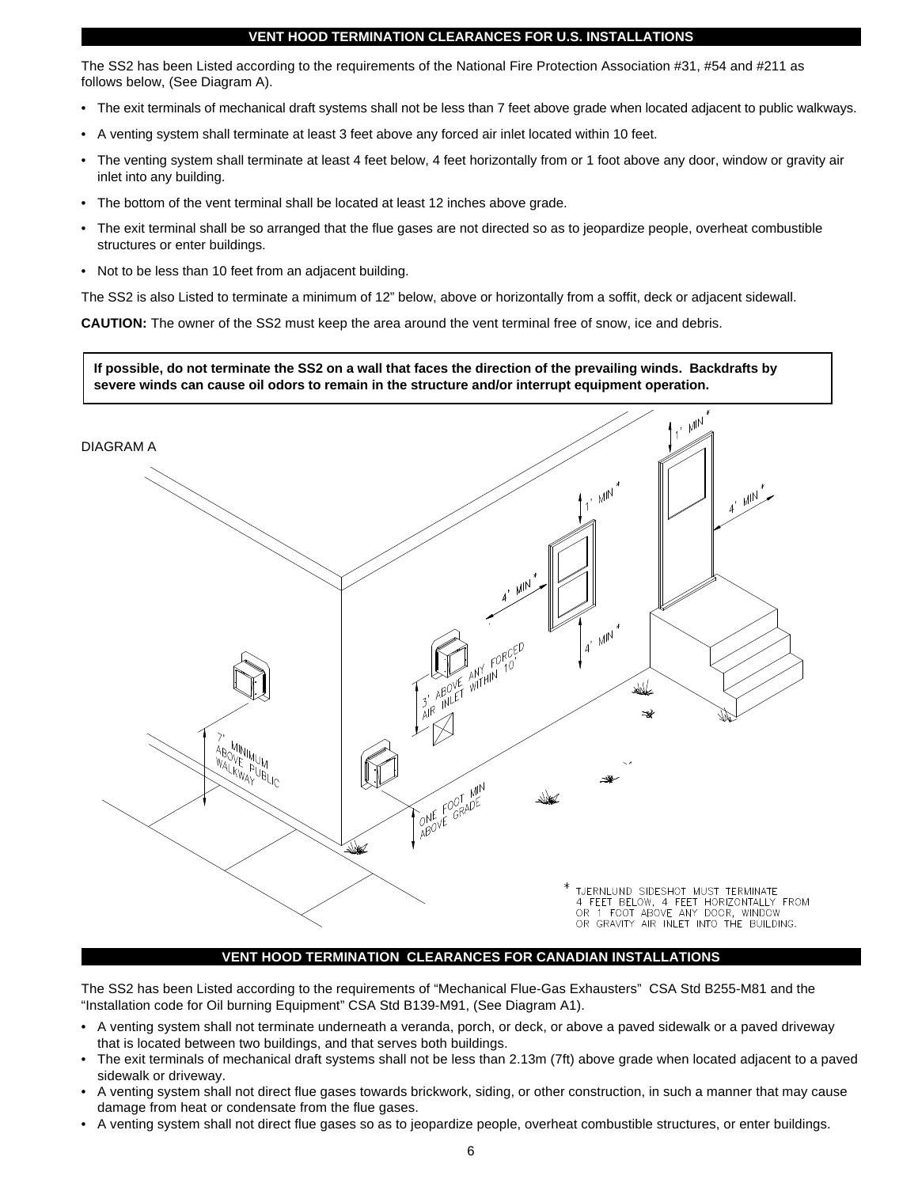## VENT HOOD TERMINATION CLEARANCES FOR U.S. INSTALLATIONS

The SS2 has been Listed according to the requirements of the National Fire Protection Association #31, #54 and #211 as follows below, (See Diagram A).

- The exit terminals of mechanical draft systems shall not be less than 7 feet above grade when located adjacent to public walkways.
- A venting system shall terminate at least 3 feet above any forced air inlet located within 10 feet.
- The venting system shall terminate at least 4 feet below, 4 feet horizontally from or 1 foot above any door, window or gravity air inlet into any building.
- The bottom of the vent terminal shall be located at least 12 inches above grade.
- The exit terminal shall be so arranged that the flue gases are not directed so as to jeopardize people, overheat combustible structures or enter buildings.
- Not to be less than 10 feet from an adjacent building.

The SS2 is also Listed to terminate a minimum of 12" below, above or horizontally from a soffit, deck or adjacent sidewall.

**CAUTION:** The owner of the SS2 must keep the area around the vent terminal free of snow, ice and debris.

**If possible, do not terminate the SS2 on a wall that faces the direction of the prevailing winds. Backdrafts by severe winds can cause oil odors to remain in the structure and/or interrupt equipment operation.**

DIAGRAM A

1' MIN *

1' MIN *

4' MIN *

4' MIN *

4' MIN *

3' ABOVE ANY FORCED AIR INLET WITHIN 10'

7' MINIMUM ABOVE PUBLIC WALKWAY

ONE FOOT MIN ABOVE GRADE

* TJERNLUND SIDESHOT MUST TERMINATE 4 FEET BELOW, 4 FEET HORIZONTALLY FROM OR 1 FOOT ABOVE ANY DOOR, WINDOW OR GRAVITY AIR INLET INTO THE BUILDING.

## VENT HOOD TERMINATION CLEARANCES FOR CANADIAN INSTALLATIONS

The SS2 has been Listed according to the requirements of "Mechanical Flue-Gas Exhausters" CSA Std B255-M81 and the "Installation code for Oil burning Equipment" CSA Std B139-M91, (See Diagram A1).

- A venting system shall not terminate underneath a veranda, porch, or deck, or above a paved sidewalk or a paved driveway that is located between two buildings, and that serves both buildings.
- The exit terminals of mechanical draft systems shall not be less than 2.13m (7ft) above grade when located adjacent to a paved sidewalk or driveway.
- A venting system shall not direct flue gases towards brickwork, siding, or other construction, in such a manner that may cause damage from heat or condensate from the flue gases.
- A venting system shall not direct flue gases so as to jeopardize people, overheat combustible structures, or enter buildings.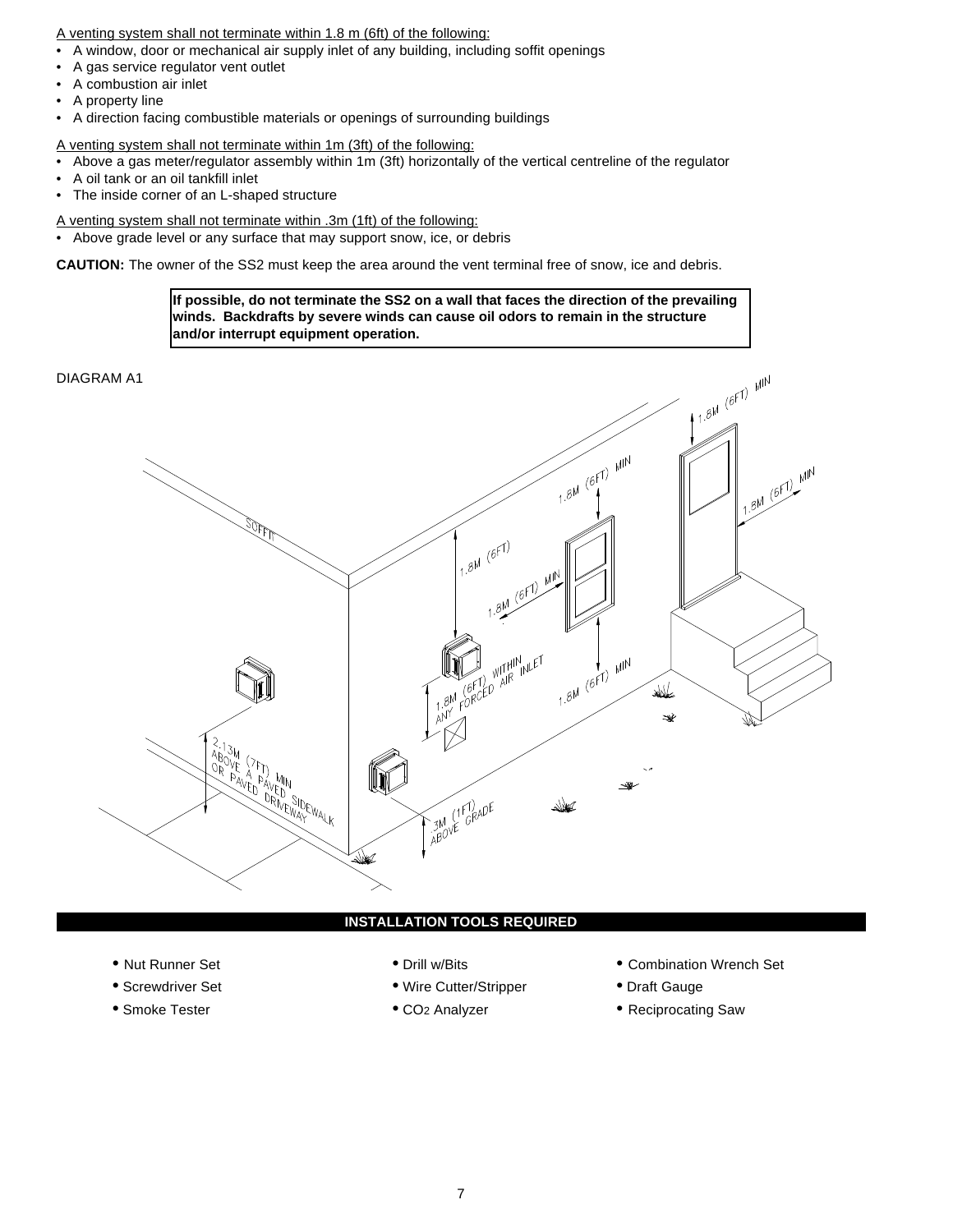A venting system shall not terminate within 1.8 m (6ft) of the following:

- A window, door or mechanical air supply inlet of any building, including soffit openings
- A gas service regulator vent outlet
- A combustion air inlet
- A property line
- A direction facing combustible materials or openings of surrounding buildings

A venting system shall not terminate within 1m (3ft) of the following:

- Above a gas meter/regulator assembly within 1m (3ft) horizontally of the vertical centreline of the regulator
- A oil tank or an oil tankfill inlet
- The inside corner of an L-shaped structure

A venting system shall not terminate within .3m (1ft) of the following:

- Above grade level or any surface that may support snow, ice, or debris

**CAUTION:** The owner of the SS2 must keep the area around the vent terminal free of snow, ice and debris.

**If possible, do not terminate the SS2 on a wall that faces the direction of the prevailing winds. Backdrafts by severe winds can cause oil odors to remain in the structure and/or interrupt equipment operation.**

DIAGRAM A1

SOFFIT

1.8M (6FT) MIN

1.8M (6FT) MIN

1.8M (6FT) MIN

1.8M (6FT)

1.8M (6FT) MIN

1.8M (6FT) MIN

1.8M (6FT) WITHIN ANY FORCED AIR INLET

2.13M (7FT) MIN ABOVE A PAVED SIDEWALK OR PAVED DRIVEWAY

.3M (1FT) ABOVE GRADE

## INSTALLATION TOOLS REQUIRED

- Nut Runner Set
- Screwdriver Set
- Smoke Tester
- Drill w/Bits
- Wire Cutter/Stripper
- $CO_2$ Analyzer
- Combination Wrench Set
- Draft Gauge
- Reciprocating Saw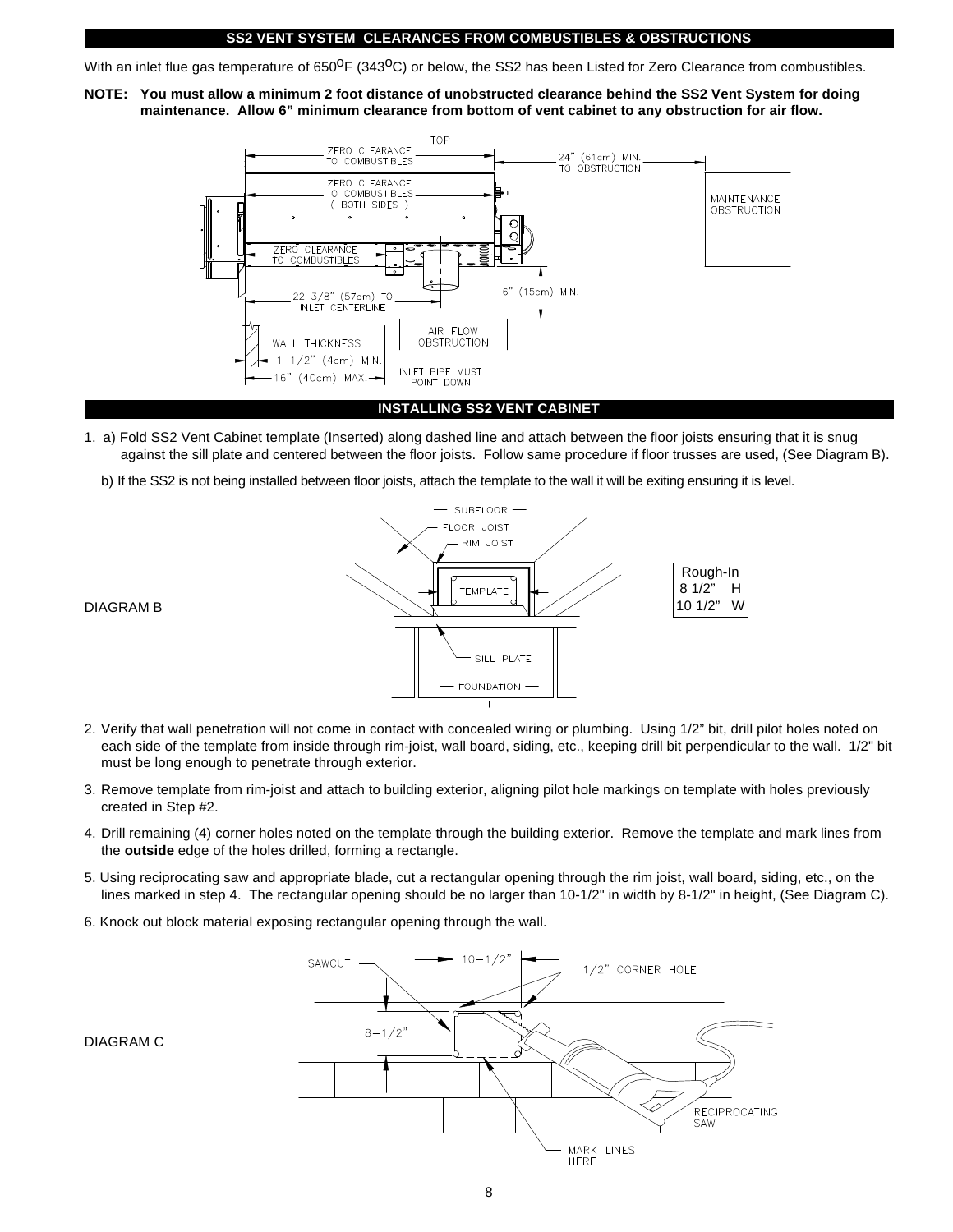## SS2 VENT SYSTEM CLEARANCES FROM COMBUSTIBLES & OBSTRUCTIONS

With an inlet flue gas temperature of 650°F (343°C) or below, the SS2 has been Listed for Zero Clearance from combustibles.

**NOTE: You must allow a minimum 2 foot distance of unobstructed clearance behind the SS2 Vent System for doing maintenance. Allow 6" minimum clearance from bottom of vent cabinet to any obstruction for air flow.**

TOP

ZERO CLEARANCE TO COMBUSTIBLES

24" (61cm) MIN. TO OBSTRUCTION

ZERO CLEARANCE TO COMBUSTIBLES ( BOTH SIDES )

MAINTENANCE OBSTRUCTION

ZERO CLEARANCE TO COMBUSTIBLES

6" (15cm) MIN.

22 3/8" (57cm) TO INLET CENTERLINE

AIR FLOW OBSTRUCTION

WALL THICKNESS

1 1/2" (4cm) MIN.

16" (40cm) MAX.

INLET PIPE MUST POINT DOWN

## INSTALLING SS2 VENT CABINET

1. a) Fold SS2 Vent Cabinet template (Inserted) along dashed line and attach between the floor joists ensuring that it is snug against the sill plate and centered between the floor joists. Follow same procedure if floor trusses are used, (See Diagram B).

   b) If the SS2 is not being installed between floor joists, attach the template to the wall it will be exiting ensuring it is level.

DIAGRAM B

SUBFLOOR

FLOOR JOIST

RIM JOIST

TEMPLATE

SILL PLATE

FOUNDATION

| Rough-In | |
|---|---|
| 8 1/2" | H |
| 10 1/2" | W |

2. Verify that wall penetration will not come in contact with concealed wiring or plumbing. Using 1/2" bit, drill pilot holes noted on each side of the template from inside through rim-joist, wall board, siding, etc., keeping drill bit perpendicular to the wall. 1/2" bit must be long enough to penetrate through exterior.

3. Remove template from rim-joist and attach to building exterior, aligning pilot hole markings on template with holes previously created in Step #2.

4. Drill remaining (4) corner holes noted on the template through the building exterior. Remove the template and mark lines from the **outside** edge of the holes drilled, forming a rectangle.

5. Using reciprocating saw and appropriate blade, cut a rectangular opening through the rim joist, wall board, siding, etc., on the lines marked in step 4. The rectangular opening should be no larger than 10-1/2" in width by 8-1/2" in height, (See Diagram C).

6. Knock out block material exposing rectangular opening through the wall.

DIAGRAM C

SAWCUT

10-1/2"

1/2" CORNER HOLE

8-1/2"

RECIPROCATING SAW

MARK LINES HERE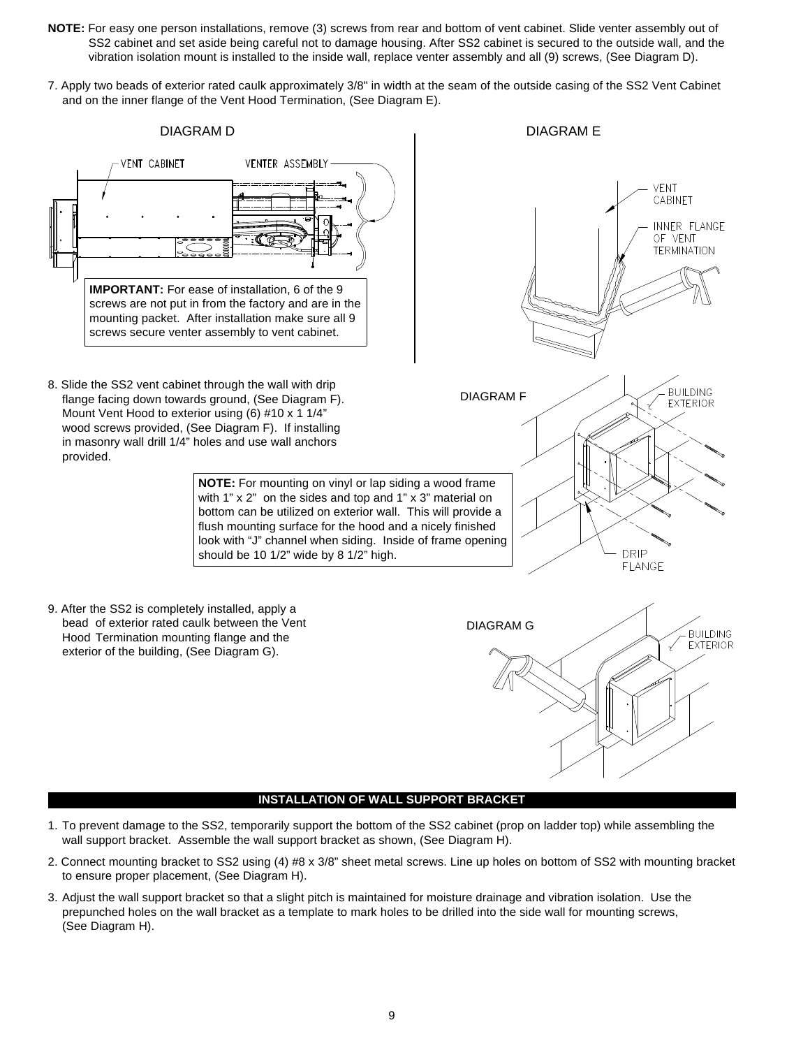**NOTE:** For easy one person installations, remove (3) screws from rear and bottom of vent cabinet. Slide venter assembly out of SS2 cabinet and set aside being careful not to damage housing. After SS2 cabinet is secured to the outside wall, and the vibration isolation mount is installed to the inside wall, replace venter assembly and all (9) screws, (See Diagram D).

7. Apply two beads of exterior rated caulk approximately 3/8" in width at the seam of the outside casing of the SS2 Vent Cabinet and on the inner flange of the Vent Hood Termination, (See Diagram E).

DIAGRAM D

VENT CABINET

VENTER ASSEMBLY

**IMPORTANT:** For ease of installation, 6 of the 9 screws are not put in from the factory and are in the mounting packet. After installation make sure all 9 screws secure venter assembly to vent cabinet.

DIAGRAM E

VENT CABINET

INNER FLANGE OF VENT TERMINATION

8. Slide the SS2 vent cabinet through the wall with drip flange facing down towards ground, (See Diagram F). Mount Vent Hood to exterior using (6) #10 x 1 1/4" wood screws provided, (See Diagram F). If installing in masonry wall drill 1/4" holes and use wall anchors provided.

**NOTE:** For mounting on vinyl or lap siding a wood frame with 1" x 2" on the sides and top and 1" x 3" material on bottom can be utilized on exterior wall. This will provide a flush mounting surface for the hood and a nicely finished look with "J" channel when siding. Inside of frame opening should be 10 1/2" wide by 8 1/2" high.

DIAGRAM F

BUILDING EXTERIOR

DRIP FLANGE

9. After the SS2 is completely installed, apply a bead of exterior rated caulk between the Vent Hood Termination mounting flange and the exterior of the building, (See Diagram G).

DIAGRAM G

BUILDING EXTERIOR

## INSTALLATION OF WALL SUPPORT BRACKET

1. To prevent damage to the SS2, temporarily support the bottom of the SS2 cabinet (prop on ladder top) while assembling the wall support bracket. Assemble the wall support bracket as shown, (See Diagram H).
2. Connect mounting bracket to SS2 using (4) #8 x 3/8" sheet metal screws. Line up holes on bottom of SS2 with mounting bracket to ensure proper placement, (See Diagram H).
3. Adjust the wall support bracket so that a slight pitch is maintained for moisture drainage and vibration isolation. Use the prepunched holes on the wall bracket as a template to mark holes to be drilled into the side wall for mounting screws, (See Diagram H).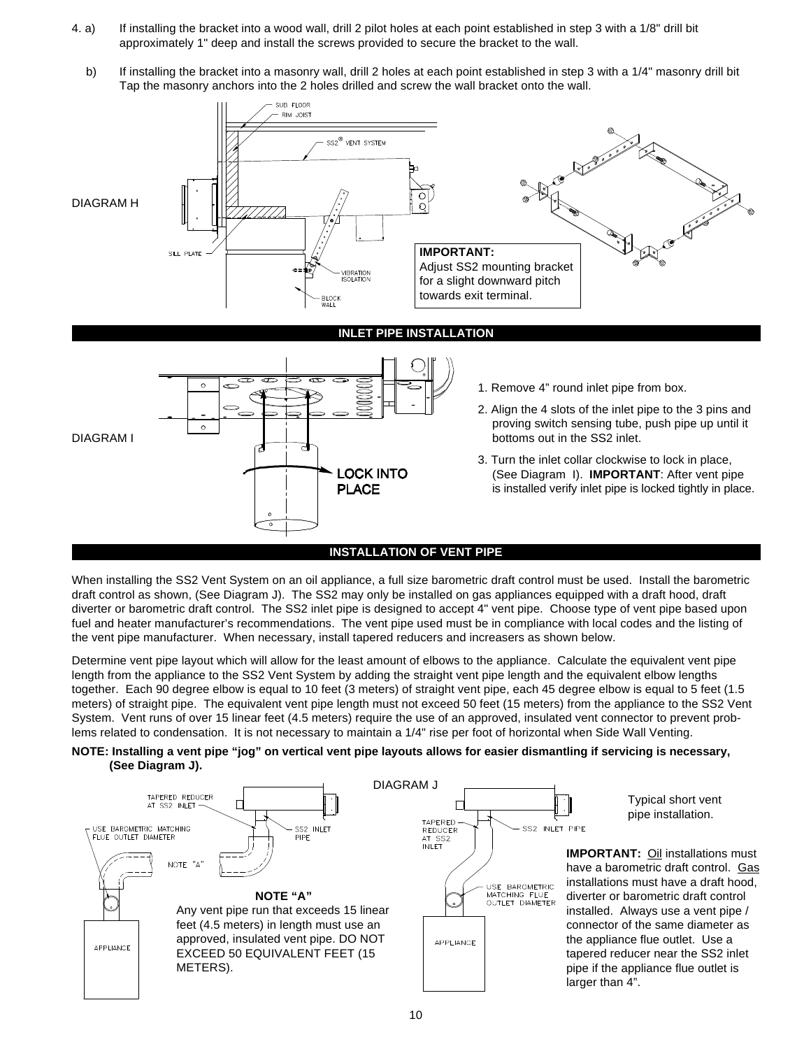4. a) If installing the bracket into a wood wall, drill 2 pilot holes at each point established in step 3 with a 1/8" drill bit approximately 1" deep and install the screws provided to secure the bracket to the wall.

   b) If installing the bracket into a masonry wall, drill 2 holes at each point established in step 3 with a 1/4" masonry drill bit Tap the masonry anchors into the 2 holes drilled and screw the wall bracket onto the wall.

DIAGRAM H

SUB FLOOR
RIM JOIST
SS2® VENT SYSTEM
SILL PLATE
VIBRATION ISOLATION
BLOCK WALL

**IMPORTANT:**
Adjust SS2 mounting bracket for a slight downward pitch towards exit terminal.

## INLET PIPE INSTALLATION

DIAGRAM I

LOCK INTO PLACE

1. Remove 4" round inlet pipe from box.
2. Align the 4 slots of the inlet pipe to the 3 pins and proving switch sensing tube, push pipe up until it bottoms out in the SS2 inlet.
3. Turn the inlet collar clockwise to lock in place, (See Diagram I). **IMPORTANT**: After vent pipe is installed verify inlet pipe is locked tightly in place.

## INSTALLATION OF VENT PIPE

When installing the SS2 Vent System on an oil appliance, a full size barometric draft control must be used. Install the barometric draft control as shown, (See Diagram J). The SS2 may only be installed on gas appliances equipped with a draft hood, draft diverter or barometric draft control. The SS2 inlet pipe is designed to accept 4" vent pipe. Choose type of vent pipe based upon fuel and heater manufacturer's recommendations. The vent pipe used must be in compliance with local codes and the listing of the vent pipe manufacturer. When necessary, install tapered reducers and increasers as shown below.

Determine vent pipe layout which will allow for the least amount of elbows to the appliance. Calculate the equivalent vent pipe length from the appliance to the SS2 Vent System by adding the straight vent pipe length and the equivalent elbow lengths together. Each 90 degree elbow is equal to 10 feet (3 meters) of straight vent pipe, each 45 degree elbow is equal to 5 feet (1.5 meters) of straight pipe. The equivalent vent pipe length must not exceed 50 feet (15 meters) from the appliance to the SS2 Vent System. Vent runs of over 15 linear feet (4.5 meters) require the use of an approved, insulated vent connector to prevent problems related to condensation. It is not necessary to maintain a 1/4" rise per foot of horizontal when Side Wall Venting.

**NOTE: Installing a vent pipe "jog" on vertical vent pipe layouts allows for easier dismantling if servicing is necessary, (See Diagram J).**

DIAGRAM J

TAPERED REDUCER AT SS2 INLET
USE BAROMETRIC MATCHING FLUE OUTLET DIAMETER
SS2 INLET PIPE
NOTE "A"
APPLIANCE

**NOTE "A"**
Any vent pipe run that exceeds 15 linear feet (4.5 meters) in length must use an approved, insulated vent pipe. DO NOT EXCEED 50 EQUIVALENT FEET (15 METERS).

TAPERED REDUCER AT SS2 INLET
SS2 INLET PIPE
USE BAROMETRIC MATCHING FLUE OUTLET DIAMETER
APPLIANCE

Typical short vent pipe installation.

**IMPORTANT:** Oil installations must have a barometric draft control. Gas installations must have a draft hood, diverter or barometric draft control installed. Always use a vent pipe / connector of the same diameter as the appliance flue outlet. Use a tapered reducer near the SS2 inlet pipe if the appliance flue outlet is larger than 4".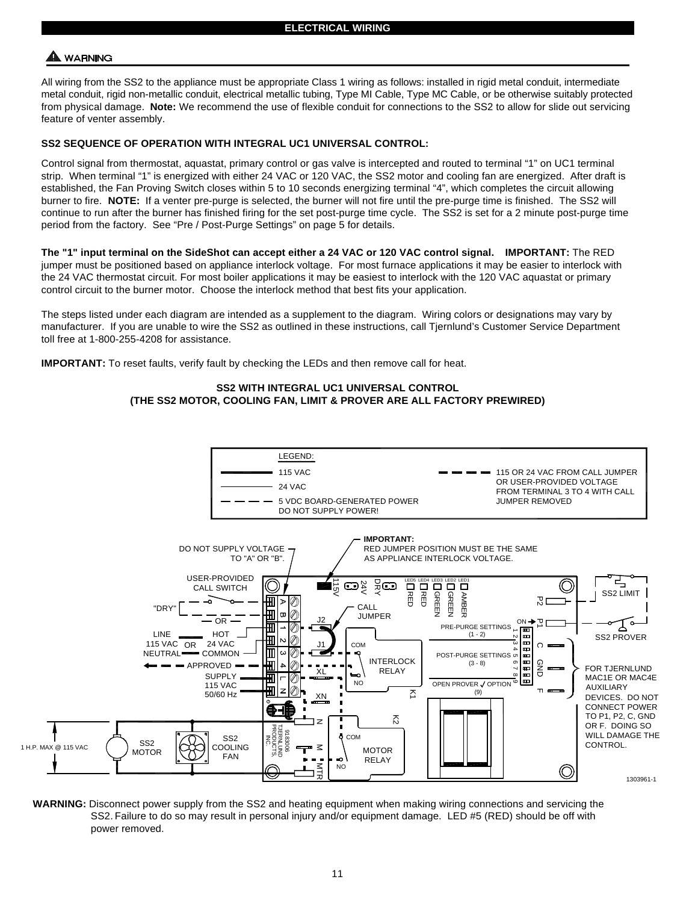## ELECTRICAL WIRING

**⚠ WARNING**

All wiring from the SS2 to the appliance must be appropriate Class 1 wiring as follows: installed in rigid metal conduit, intermediate metal conduit, rigid non-metallic conduit, electrical metallic tubing, Type MI Cable, Type MC Cable, or be otherwise suitably protected from physical damage. **Note:** We recommend the use of flexible conduit for connections to the SS2 to allow for slide out servicing feature of venter assembly.

**SS2 SEQUENCE OF OPERATION WITH INTEGRAL UC1 UNIVERSAL CONTROL:**

Control signal from thermostat, aquastat, primary control or gas valve is intercepted and routed to terminal “1” on UC1 terminal strip. When terminal “1” is energized with either 24 VAC or 120 VAC, the SS2 motor and cooling fan are energized. After draft is established, the Fan Proving Switch closes within 5 to 10 seconds energizing terminal “4”, which completes the circuit allowing burner to fire. **NOTE:** If a venter pre-purge is selected, the burner will not fire until the pre-purge time is finished. The SS2 will continue to run after the burner has finished firing for the set post-purge time cycle. The SS2 is set for a 2 minute post-purge time period from the factory. See “Pre / Post-Purge Settings” on page 5 for details.

**The "1" input terminal on the SideShot can accept either a 24 VAC or 120 VAC control signal. IMPORTANT:** The RED jumper must be positioned based on appliance interlock voltage. For most furnace applications it may be easier to interlock with the 24 VAC thermostat circuit. For most boiler applications it may be easiest to interlock with the 120 VAC aquastat or primary control circuit to the burner motor. Choose the interlock method that best fits your application.

The steps listed under each diagram are intended as a supplement to the diagram. Wiring colors or designations may vary by manufacturer. If you are unable to wire the SS2 as outlined in these instructions, call Tjernlund’s Customer Service Department toll free at 1-800-255-4208 for assistance.

**IMPORTANT:** To reset faults, verify fault by checking the LEDs and then remove call for heat.

**SS2 WITH INTEGRAL UC1 UNIVERSAL CONTROL**
**(THE SS2 MOTOR, COOLING FAN, LIMIT & PROVER ARE ALL FACTORY PREWIRED)**

LEGEND:
115 VAC
24 VAC
5 VDC BOARD-GENERATED POWER DO NOT SUPPLY POWER!
115 OR 24 VAC FROM CALL JUMPER OR USER-PROVIDED VOLTAGE FROM TERMINAL 3 TO 4 WITH CALL JUMPER REMOVED

DO NOT SUPPLY VOLTAGE TO "A" OR "B".
IMPORTANT: RED JUMPER POSITION MUST BE THE SAME AS APPLIANCE INTERLOCK VOLTAGE.
USER-PROVIDED CALL SWITCH
"DRY"
OR
LINE 115 VAC NEUTRAL
OR
HOT 24 VAC COMMON
APPROVED
SUPPLY 115 VAC 50/60 Hz
115V 24V DRY
A B 1 2 3 4 L N
J2 J1 XL XN
CALL JUMPER
COM NO INTERLOCK RELAY K1
COM NO MOTOR RELAY K2
N M MTR
LED5 LED4 LED3 LED2 LED1
RED RED GREEN GREEN AMBER
P2 P1 ON
PRE-PURGE SETTINGS (1 - 2)
POST-PURGE SETTINGS (3 - 8)
OPEN PROVER ✓ OPTION (9)
C GND F
SS2 LIMIT
SS2 PROVER
FOR TJERNLUND MAC1E OR MAC4E AUXILIARY DEVICES. DO NOT CONNECT POWER TO P1, P2, C, GND OR F. DOING SO WILL DAMAGE THE CONTROL.
918306 TJERNLUND PRODUCTS, INC.
1 H.P. MAX @ 115 VAC
SS2 MOTOR
SS2 COOLING FAN
1303961-1

**WARNING:** Disconnect power supply from the SS2 and heating equipment when making wiring connections and servicing the SS2. Failure to do so may result in personal injury and/or equipment damage. LED #5 (RED) should be off with power removed.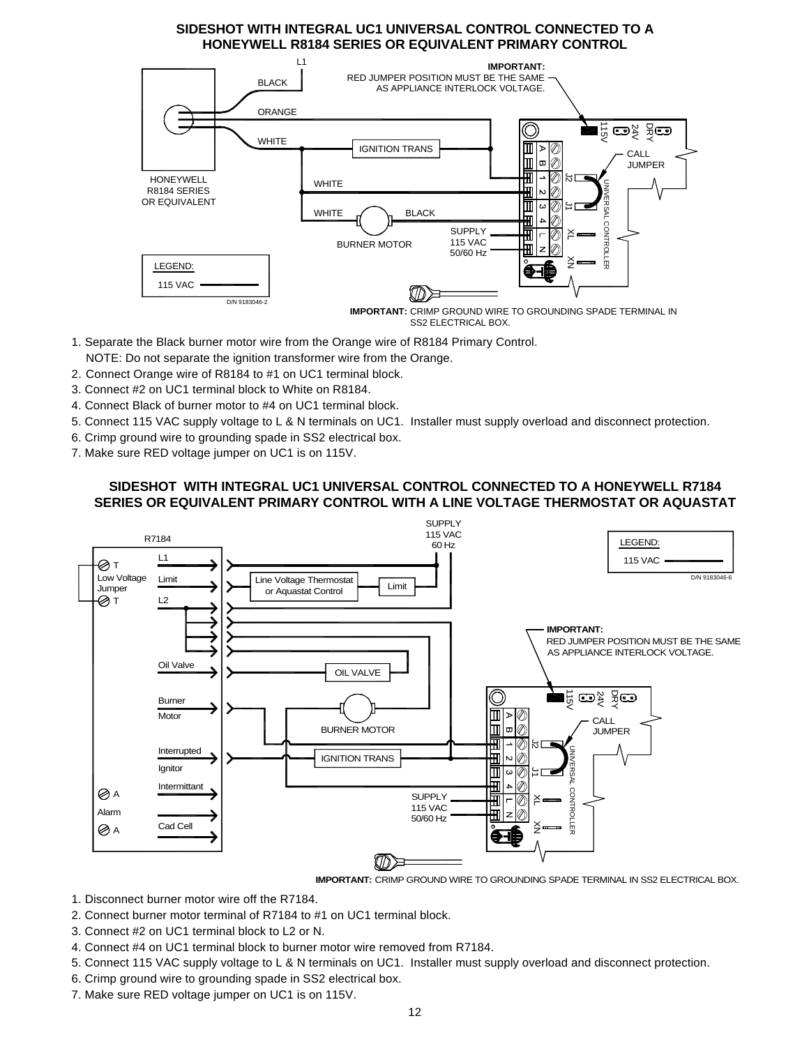## SIDESHOT WITH INTEGRAL UC1 UNIVERSAL CONTROL CONNECTED TO A HONEYWELL R8184 SERIES OR EQUIVALENT PRIMARY CONTROL

L1

BLACK

ORANGE

WHITE

IGNITION TRANS

WHITE

WHITE

BLACK

BURNER MOTOR

HONEYWELL R8184 SERIES OR EQUIVALENT

SUPPLY 115 VAC 50/60 Hz

**IMPORTANT:** RED JUMPER POSITION MUST BE THE SAME AS APPLIANCE INTERLOCK VOLTAGE.

115V 24V DRY

CALL JUMPER

A B 1 2 3 4 L N

J2 J1 XL XN

UNIVERSAL CONTROLLER

LEGEND:

115 VAC

D/N 9183046-2

**IMPORTANT:** CRIMP GROUND WIRE TO GROUNDING SPADE TERMINAL IN SS2 ELECTRICAL BOX.

1. Separate the Black burner motor wire from the Orange wire of R8184 Primary Control.
   NOTE: Do not separate the ignition transformer wire from the Orange.
2. Connect Orange wire of R8184 to #1 on UC1 terminal block.
3. Connect #2 on UC1 terminal block to White on R8184.
4. Connect Black of burner motor to #4 on UC1 terminal block.
5. Connect 115 VAC supply voltage to L & N terminals on UC1. Installer must supply overload and disconnect protection.
6. Crimp ground wire to grounding spade in SS2 electrical box.
7. Make sure RED voltage jumper on UC1 is on 115V.

## SIDESHOT WITH INTEGRAL UC1 UNIVERSAL CONTROL CONNECTED TO A HONEYWELL R7184 SERIES OR EQUIVALENT PRIMARY CONTROL WITH A LINE VOLTAGE THERMOSTAT OR AQUASTAT

R7184

T

Low Voltage Jumper

T

L1

Limit

L2

Oil Valve

Burner Motor

Interrupted Ignitor

Intermittant

A

Alarm

A

Cad Cell

SUPPLY 115 VAC 60 Hz

Line Voltage Thermostat or Aquastat Control

Limit

OIL VALVE

BURNER MOTOR

IGNITION TRANS

SUPPLY 115 VAC 50/60 Hz

LEGEND:

115 VAC

D/N 9183046-6

**IMPORTANT:** RED JUMPER POSITION MUST BE THE SAME AS APPLIANCE INTERLOCK VOLTAGE.

115V 24V DRY

CALL JUMPER

A B 1 2 3 4 L N

J2 J1 XL XN

UNIVERSAL CONTROLLER

**IMPORTANT:** CRIMP GROUND WIRE TO GROUNDING SPADE TERMINAL IN SS2 ELECTRICAL BOX.

1. Disconnect burner motor wire off the R7184.
2. Connect burner motor terminal of R7184 to #1 on UC1 terminal block.
3. Connect #2 on UC1 terminal block to L2 or N.
4. Connect #4 on UC1 terminal block to burner motor wire removed from R7184.
5. Connect 115 VAC supply voltage to L & N terminals on UC1. Installer must supply overload and disconnect protection.
6. Crimp ground wire to grounding spade in SS2 electrical box.
7. Make sure RED voltage jumper on UC1 is on 115V.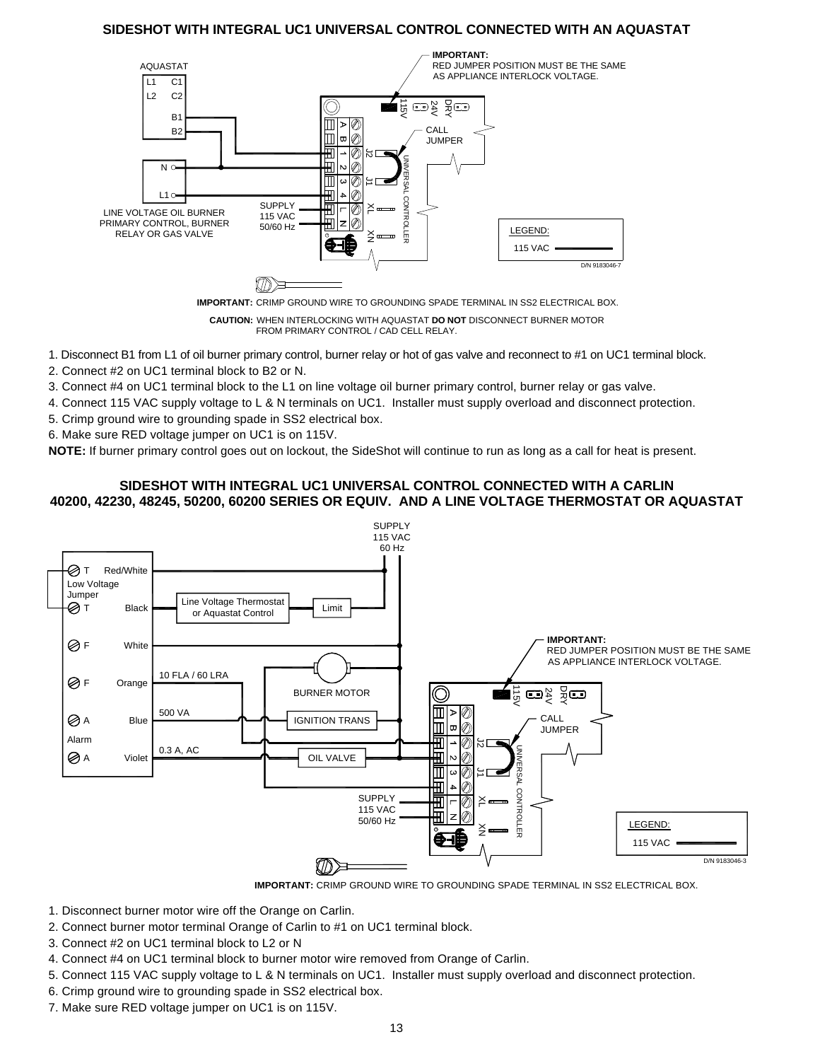## SIDESHOT WITH INTEGRAL UC1 UNIVERSAL CONTROL CONNECTED WITH AN AQUASTAT

AQUASTAT
L1 C1
L2 C2
B1
B2
N
L1
LINE VOLTAGE OIL BURNER PRIMARY CONTROL, BURNER RELAY OR GAS VALVE
SUPPLY 115 VAC 50/60 Hz
**IMPORTANT:** RED JUMPER POSITION MUST BE THE SAME AS APPLIANCE INTERLOCK VOLTAGE.
115V 24V DRY
A B 1 2 3 4 L N
J2 J1 XL XN
CALL JUMPER
UNIVERSAL CONTROLLER
LEGEND:
115 VAC
D/N 9183046-7

**IMPORTANT:** CRIMP GROUND WIRE TO GROUNDING SPADE TERMINAL IN SS2 ELECTRICAL BOX.

**CAUTION:** WHEN INTERLOCKING WITH AQUASTAT **DO NOT** DISCONNECT BURNER MOTOR FROM PRIMARY CONTROL / CAD CELL RELAY.

1. Disconnect B1 from L1 of oil burner primary control, burner relay or hot of gas valve and reconnect to #1 on UC1 terminal block.
2. Connect #2 on UC1 terminal block to B2 or N.
3. Connect #4 on UC1 terminal block to the L1 on line voltage oil burner primary control, burner relay or gas valve.
4. Connect 115 VAC supply voltage to L & N terminals on UC1. Installer must supply overload and disconnect protection.
5. Crimp ground wire to grounding spade in SS2 electrical box.
6. Make sure RED voltage jumper on UC1 is on 115V.

**NOTE:** If burner primary control goes out on lockout, the SideShot will continue to run as long as a call for heat is present.

## SIDESHOT WITH INTEGRAL UC1 UNIVERSAL CONTROL CONNECTED WITH A CARLIN 40200, 42230, 48245, 50200, 60200 SERIES OR EQUIV. AND A LINE VOLTAGE THERMOSTAT OR AQUASTAT

SUPPLY 115 VAC 60 Hz
T Red/White
Low Voltage Jumper
T Black
F White
F Orange
A Blue
Alarm
A Violet
Line Voltage Thermostat or Aquastat Control
Limit
10 FLA / 60 LRA
BURNER MOTOR
500 VA
IGNITION TRANS
0.3 A, AC
OIL VALVE
SUPPLY 115 VAC 50/60 Hz
**IMPORTANT:** RED JUMPER POSITION MUST BE THE SAME AS APPLIANCE INTERLOCK VOLTAGE.
115V 24V DRY
A B 1 2 3 4 L N
J2 J1 XL XN
CALL JUMPER
UNIVERSAL CONTROLLER
LEGEND:
115 VAC
D/N 9183046-3

**IMPORTANT:** CRIMP GROUND WIRE TO GROUNDING SPADE TERMINAL IN SS2 ELECTRICAL BOX.

1. Disconnect burner motor wire off the Orange on Carlin.
2. Connect burner motor terminal Orange of Carlin to #1 on UC1 terminal block.
3. Connect #2 on UC1 terminal block to L2 or N
4. Connect #4 on UC1 terminal block to burner motor wire removed from Orange of Carlin.
5. Connect 115 VAC supply voltage to L & N terminals on UC1. Installer must supply overload and disconnect protection.
6. Crimp ground wire to grounding spade in SS2 electrical box.
7. Make sure RED voltage jumper on UC1 is on 115V.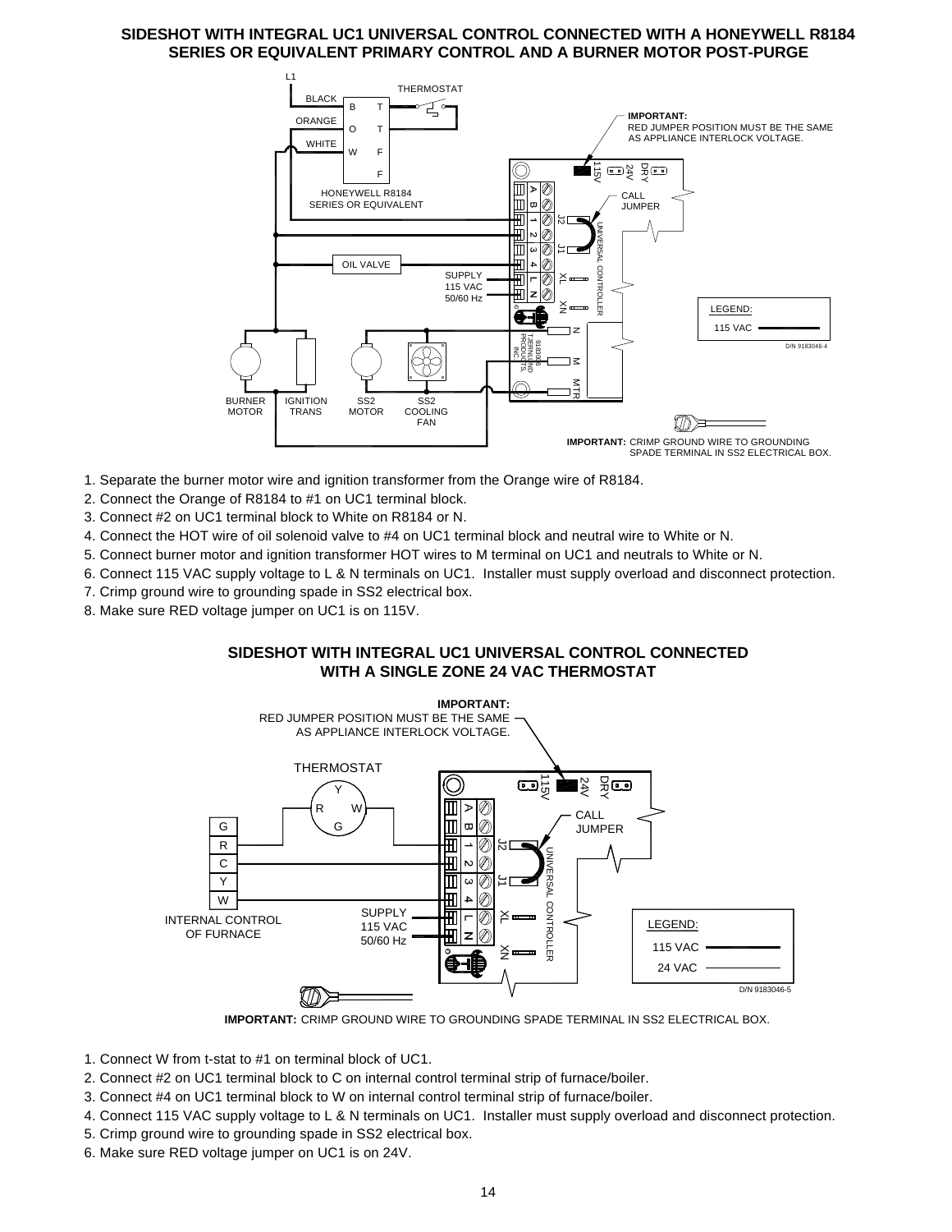## SIDESHOT WITH INTEGRAL UC1 UNIVERSAL CONTROL CONNECTED WITH A HONEYWELL R8184 SERIES OR EQUIVALENT PRIMARY CONTROL AND A BURNER MOTOR POST-PURGE

L1
BLACK
ORANGE
WHITE
B T
O T
W F
F
THERMOSTAT
HONEYWELL R8184 SERIES OR EQUIVALENT
IMPORTANT: RED JUMPER POSITION MUST BE THE SAME AS APPLIANCE INTERLOCK VOLTAGE.
115V 24V DRY
A B 1 2 3 4 L N
J2 J1 XL XN N M MTR
CALL JUMPER
UNIVERSAL CONTROLLER
OIL VALVE
SUPPLY 115 VAC 50/60 Hz
LEGEND:
115 VAC
D/N 9183046-4
BURNER MOTOR
IGNITION TRANS
SS2 MOTOR
SS2 COOLING FAN
IMPORTANT: CRIMP GROUND WIRE TO GROUNDING SPADE TERMINAL IN SS2 ELECTRICAL BOX.

1. Separate the burner motor wire and ignition transformer from the Orange wire of R8184.
2. Connect the Orange of R8184 to #1 on UC1 terminal block.
3. Connect #2 on UC1 terminal block to White on R8184 or N.
4. Connect the HOT wire of oil solenoid valve to #4 on UC1 terminal block and neutral wire to White or N.
5. Connect burner motor and ignition transformer HOT wires to M terminal on UC1 and neutrals to White or N.
6. Connect 115 VAC supply voltage to L & N terminals on UC1. Installer must supply overload and disconnect protection.
7. Crimp ground wire to grounding spade in SS2 electrical box.
8. Make sure RED voltage jumper on UC1 is on 115V.

## SIDESHOT WITH INTEGRAL UC1 UNIVERSAL CONTROL CONNECTED WITH A SINGLE ZONE 24 VAC THERMOSTAT

IMPORTANT: RED JUMPER POSITION MUST BE THE SAME AS APPLIANCE INTERLOCK VOLTAGE.
THERMOSTAT
Y R W G
G R C Y W
INTERNAL CONTROL OF FURNACE
115V 24V DRY
A B 1 2 3 4 L N
J2 J1 XL XN
CALL JUMPER
UNIVERSAL CONTROLLER
SUPPLY 115 VAC 50/60 Hz
LEGEND:
115 VAC
24 VAC
D/N 9183046-5
IMPORTANT: CRIMP GROUND WIRE TO GROUNDING SPADE TERMINAL IN SS2 ELECTRICAL BOX.

1. Connect W from t-stat to #1 on terminal block of UC1.
2. Connect #2 on UC1 terminal block to C on internal control terminal strip of furnace/boiler.
3. Connect #4 on UC1 terminal block to W on internal control terminal strip of furnace/boiler.
4. Connect 115 VAC supply voltage to L & N terminals on UC1. Installer must supply overload and disconnect protection.
5. Crimp ground wire to grounding spade in SS2 electrical box.
6. Make sure RED voltage jumper on UC1 is on 24V.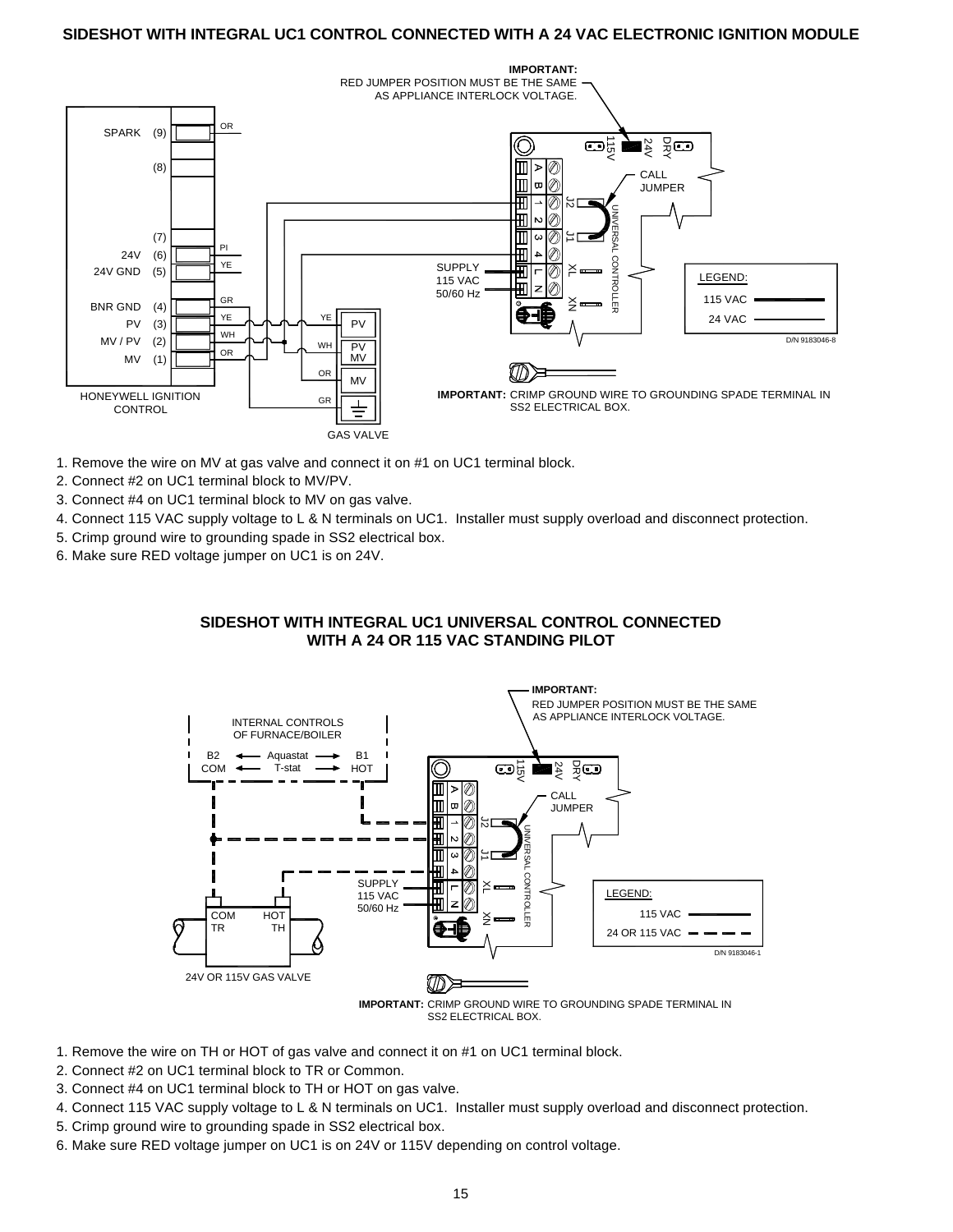## SIDESHOT WITH INTEGRAL UC1 CONTROL CONNECTED WITH A 24 VAC ELECTRONIC IGNITION MODULE

IMPORTANT:
RED JUMPER POSITION MUST BE THE SAME AS APPLIANCE INTERLOCK VOLTAGE.

SPARK (9)
(8)
(7)
24V (6)
24V GND (5)
BNR GND (4)
PV (3)
MV / PV (2)
MV (1)
HONEYWELL IGNITION CONTROL

OR
PI
YE
GR
YE
WH
OR

YE
WH
OR
GR
PV
PV MV
MV
GAS VALVE

115V
24V
DRY
CALL JUMPER
A B 1 2 3 4 L N
J2
J1
XL
XN
UNIVERSAL CONTROLLER
SUPPLY 115 VAC 50/60 Hz

LEGEND:
115 VAC
24 VAC

D/N 9183046-8

IMPORTANT: CRIMP GROUND WIRE TO GROUNDING SPADE TERMINAL IN SS2 ELECTRICAL BOX.

1. Remove the wire on MV at gas valve and connect it on #1 on UC1 terminal block.
2. Connect #2 on UC1 terminal block to MV/PV.
3. Connect #4 on UC1 terminal block to MV on gas valve.
4. Connect 115 VAC supply voltage to L & N terminals on UC1. Installer must supply overload and disconnect protection.
5. Crimp ground wire to grounding spade in SS2 electrical box.
6. Make sure RED voltage jumper on UC1 is on 24V.

## SIDESHOT WITH INTEGRAL UC1 UNIVERSAL CONTROL CONNECTED WITH A 24 OR 115 VAC STANDING PILOT

IMPORTANT:
RED JUMPER POSITION MUST BE THE SAME AS APPLIANCE INTERLOCK VOLTAGE.

INTERNAL CONTROLS OF FURNACE/BOILER
B2 COM ← Aquastat T-stat → B1 HOT

115V
24V
DRY
CALL JUMPER
A B 1 2 3 4 L N
J2
J1
XL
XN
UNIVERSAL CONTROLLER
SUPPLY 115 VAC 50/60 Hz

COM TR
HOT TH
24V OR 115V GAS VALVE

LEGEND:
115 VAC
24 OR 115 VAC

D/N 9183046-1

IMPORTANT: CRIMP GROUND WIRE TO GROUNDING SPADE TERMINAL IN SS2 ELECTRICAL BOX.

1. Remove the wire on TH or HOT of gas valve and connect it on #1 on UC1 terminal block.
2. Connect #2 on UC1 terminal block to TR or Common.
3. Connect #4 on UC1 terminal block to TH or HOT on gas valve.
4. Connect 115 VAC supply voltage to L & N terminals on UC1. Installer must supply overload and disconnect protection.
5. Crimp ground wire to grounding spade in SS2 electrical box.
6. Make sure RED voltage jumper on UC1 is on 24V or 115V depending on control voltage.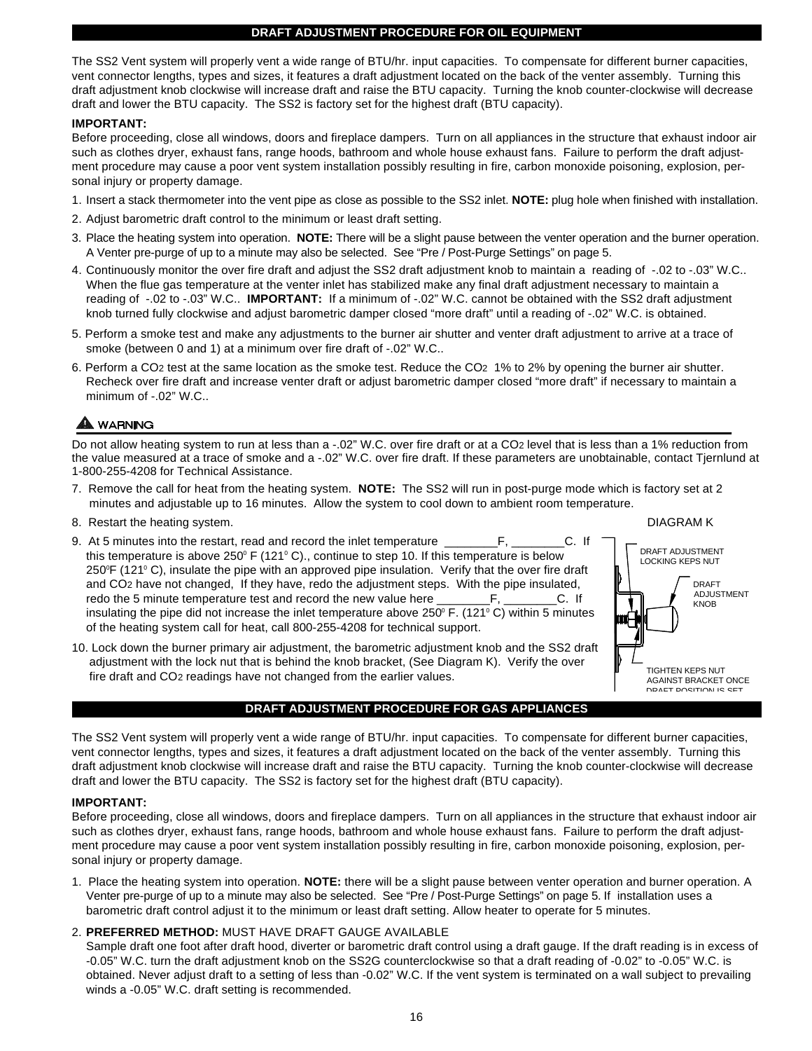## DRAFT ADJUSTMENT PROCEDURE FOR OIL EQUIPMENT

The SS2 Vent system will properly vent a wide range of BTU/hr. input capacities. To compensate for different burner capacities, vent connector lengths, types and sizes, it features a draft adjustment located on the back of the venter assembly. Turning this draft adjustment knob clockwise will increase draft and raise the BTU capacity. Turning the knob counter-clockwise will decrease draft and lower the BTU capacity. The SS2 is factory set for the highest draft (BTU capacity).

**IMPORTANT:**
Before proceeding, close all windows, doors and fireplace dampers. Turn on all appliances in the structure that exhaust indoor air such as clothes dryer, exhaust fans, range hoods, bathroom and whole house exhaust fans. Failure to perform the draft adjustment procedure may cause a poor vent system installation possibly resulting in fire, carbon monoxide poisoning, explosion, personal injury or property damage.

1. Insert a stack thermometer into the vent pipe as close as possible to the SS2 inlet. **NOTE:** plug hole when finished with installation.
2. Adjust barometric draft control to the minimum or least draft setting.
3. Place the heating system into operation. **NOTE:** There will be a slight pause between the venter operation and the burner operation. A Venter pre-purge of up to a minute may also be selected. See "Pre / Post-Purge Settings" on page 5.
4. Continuously monitor the over fire draft and adjust the SS2 draft adjustment knob to maintain a reading of -.02 to -.03" W.C.. When the flue gas temperature at the venter inlet has stabilized make any final draft adjustment necessary to maintain a reading of -.02 to -.03" W.C.. **IMPORTANT:** If a minimum of -.02" W.C. cannot be obtained with the SS2 draft adjustment knob turned fully clockwise and adjust barometric damper closed "more draft" until a reading of -.02" W.C. is obtained.
5. Perform a smoke test and make any adjustments to the burner air shutter and venter draft adjustment to arrive at a trace of smoke (between 0 and 1) at a minimum over fire draft of -.02" W.C..
6. Perform a $CO_2$ test at the same location as the smoke test. Reduce the $CO_2$ 1% to 2% by opening the burner air shutter. Recheck over fire draft and increase venter draft or adjust barometric damper closed "more draft" if necessary to maintain a minimum of -.02" W.C..

**⚠ WARNING**

Do not allow heating system to run at less than a -.02" W.C. over fire draft or at a $CO_2$ level that is less than a 1% reduction from the value measured at a trace of smoke and a -.02" W.C. over fire draft. If these parameters are unobtainable, contact Tjernlund at 1-800-255-4208 for Technical Assistance.

7. Remove the call for heat from the heating system. **NOTE:** The SS2 will run in post-purge mode which is factory set at 2 minutes and adjustable up to 16 minutes. Allow the system to cool down to ambient room temperature.
8. Restart the heating system.
9. At 5 minutes into the restart, read and record the inlet temperature ________F, ________C. If this temperature is above 250° F (121° C)., continue to step 10. If this temperature is below 250°F (121° C), insulate the pipe with an approved pipe insulation. Verify that the over fire draft and $CO_2$ have not changed, If they have, redo the adjustment steps. With the pipe insulated, redo the 5 minute temperature test and record the new value here ________F, ________C. If insulating the pipe did not increase the inlet temperature above 250° F. (121° C) within 5 minutes of the heating system call for heat, call 800-255-4208 for technical support.
10. Lock down the burner primary air adjustment, the barometric adjustment knob and the SS2 draft adjustment with the lock nut that is behind the knob bracket, (See Diagram K). Verify the over fire draft and $CO_2$ readings have not changed from the earlier values.

DIAGRAM K

DRAFT ADJUSTMENT LOCKING KEPS NUT

DRAFT ADJUSTMENT KNOB

TIGHTEN KEPS NUT AGAINST BRACKET ONCE DRAFT POSITION IS SET

## DRAFT ADJUSTMENT PROCEDURE FOR GAS APPLIANCES

The SS2 Vent system will properly vent a wide range of BTU/hr. input capacities. To compensate for different burner capacities, vent connector lengths, types and sizes, it features a draft adjustment located on the back of the venter assembly. Turning this draft adjustment knob clockwise will increase draft and raise the BTU capacity. Turning the knob counter-clockwise will decrease draft and lower the BTU capacity. The SS2 is factory set for the highest draft (BTU capacity).

**IMPORTANT:**
Before proceeding, close all windows, doors and fireplace dampers. Turn on all appliances in the structure that exhaust indoor air such as clothes dryer, exhaust fans, range hoods, bathroom and whole house exhaust fans. Failure to perform the draft adjustment procedure may cause a poor vent system installation possibly resulting in fire, carbon monoxide poisoning, explosion, personal injury or property damage.

1. Place the heating system into operation. **NOTE:** there will be a slight pause between venter operation and burner operation. A Venter pre-purge of up to a minute may also be selected. See "Pre / Post-Purge Settings" on page 5. If installation uses a barometric draft control adjust it to the minimum or least draft setting. Allow heater to operate for 5 minutes.
2. **PREFERRED METHOD:** MUST HAVE DRAFT GAUGE AVAILABLE
   Sample draft one foot after draft hood, diverter or barometric draft control using a draft gauge. If the draft reading is in excess of -0.05" W.C. turn the draft adjustment knob on the SS2G counterclockwise so that a draft reading of -0.02" to -0.05" W.C. is obtained. Never adjust draft to a setting of less than -0.02" W.C. If the vent system is terminated on a wall subject to prevailing winds a -0.05" W.C. draft setting is recommended.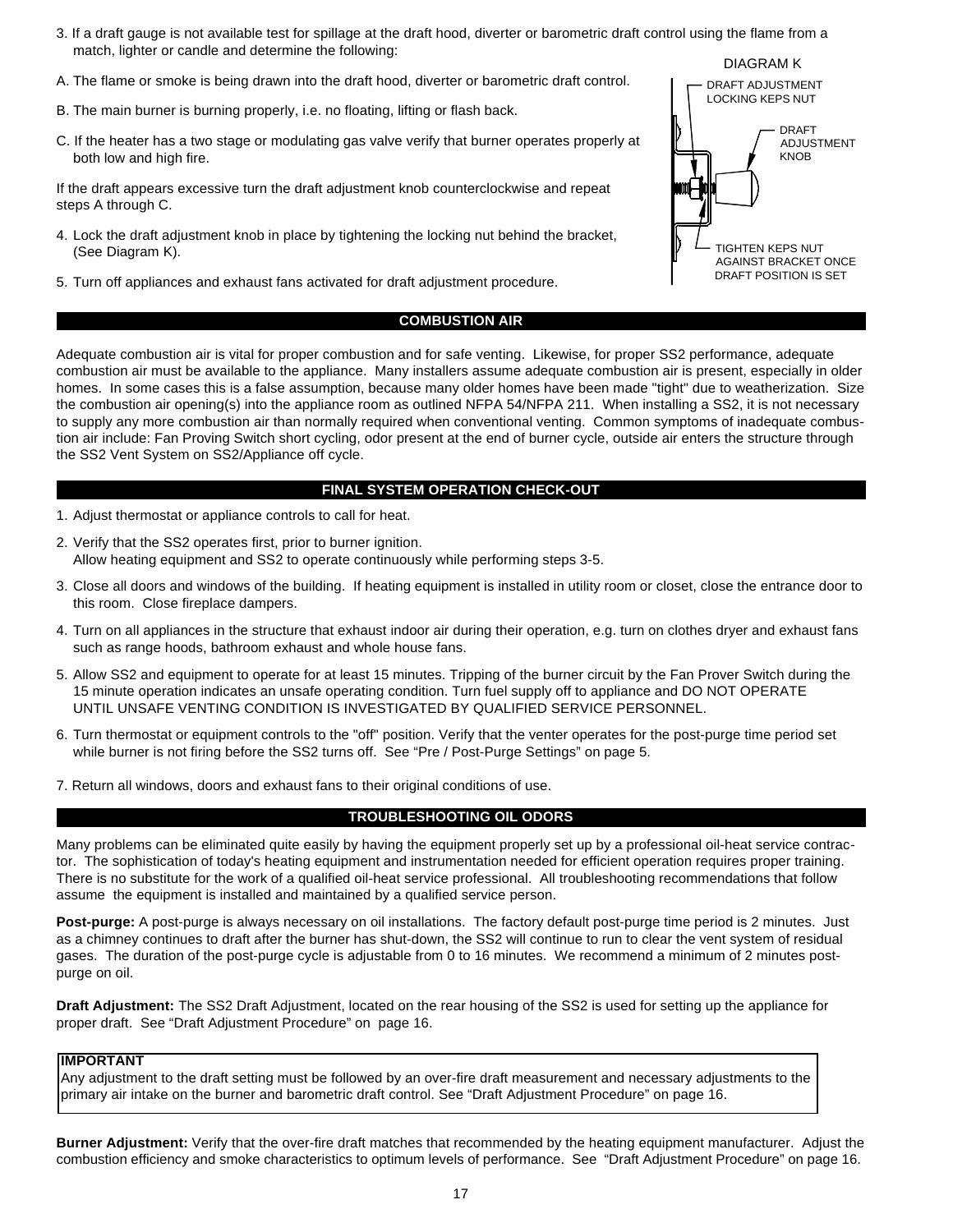3. If a draft gauge is not available test for spillage at the draft hood, diverter or barometric draft control using the flame from a match, lighter or candle and determine the following:

A. The flame or smoke is being drawn into the draft hood, diverter or barometric draft control.

B. The main burner is burning properly, i.e. no floating, lifting or flash back.

C. If the heater has a two stage or modulating gas valve verify that burner operates properly at both low and high fire.

If the draft appears excessive turn the draft adjustment knob counterclockwise and repeat steps A through C.

4. Lock the draft adjustment knob in place by tightening the locking nut behind the bracket, (See Diagram K).

5. Turn off appliances and exhaust fans activated for draft adjustment procedure.

DIAGRAM K

DRAFT ADJUSTMENT LOCKING KEPS NUT

DRAFT ADJUSTMENT KNOB

TIGHTEN KEPS NUT AGAINST BRACKET ONCE DRAFT POSITION IS SET

## COMBUSTION AIR

Adequate combustion air is vital for proper combustion and for safe venting. Likewise, for proper SS2 performance, adequate combustion air must be available to the appliance. Many installers assume adequate combustion air is present, especially in older homes. In some cases this is a false assumption, because many older homes have been made "tight" due to weatherization. Size the combustion air opening(s) into the appliance room as outlined NFPA 54/NFPA 211. When installing a SS2, it is not necessary to supply any more combustion air than normally required when conventional venting. Common symptoms of inadequate combustion air include: Fan Proving Switch short cycling, odor present at the end of burner cycle, outside air enters the structure through the SS2 Vent System on SS2/Appliance off cycle.

## FINAL SYSTEM OPERATION CHECK-OUT

1. Adjust thermostat or appliance controls to call for heat.
2. Verify that the SS2 operates first, prior to burner ignition. Allow heating equipment and SS2 to operate continuously while performing steps 3-5.
3. Close all doors and windows of the building. If heating equipment is installed in utility room or closet, close the entrance door to this room. Close fireplace dampers.
4. Turn on all appliances in the structure that exhaust indoor air during their operation, e.g. turn on clothes dryer and exhaust fans such as range hoods, bathroom exhaust and whole house fans.
5. Allow SS2 and equipment to operate for at least 15 minutes. Tripping of the burner circuit by the Fan Prover Switch during the 15 minute operation indicates an unsafe operating condition. Turn fuel supply off to appliance and DO NOT OPERATE UNTIL UNSAFE VENTING CONDITION IS INVESTIGATED BY QUALIFIED SERVICE PERSONNEL.
6. Turn thermostat or equipment controls to the "off" position. Verify that the venter operates for the post-purge time period set while burner is not firing before the SS2 turns off. See “Pre / Post-Purge Settings” on page 5.
7. Return all windows, doors and exhaust fans to their original conditions of use.

## TROUBLESHOOTING OIL ODORS

Many problems can be eliminated quite easily by having the equipment properly set up by a professional oil-heat service contractor. The sophistication of today's heating equipment and instrumentation needed for efficient operation requires proper training. There is no substitute for the work of a qualified oil-heat service professional. All troubleshooting recommendations that follow assume the equipment is installed and maintained by a qualified service person.

**Post-purge:** A post-purge is always necessary on oil installations. The factory default post-purge time period is 2 minutes. Just as a chimney continues to draft after the burner has shut-down, the SS2 will continue to run to clear the vent system of residual gases. The duration of the post-purge cycle is adjustable from 0 to 16 minutes. We recommend a minimum of 2 minutes post-purge on oil.

**Draft Adjustment:** The SS2 Draft Adjustment, located on the rear housing of the SS2 is used for setting up the appliance for proper draft. See “Draft Adjustment Procedure” on page 16.

**IMPORTANT**
Any adjustment to the draft setting must be followed by an over-fire draft measurement and necessary adjustments to the primary air intake on the burner and barometric draft control. See “Draft Adjustment Procedure” on page 16.

**Burner Adjustment:** Verify that the over-fire draft matches that recommended by the heating equipment manufacturer. Adjust the combustion efficiency and smoke characteristics to optimum levels of performance. See “Draft Adjustment Procedure” on page 16.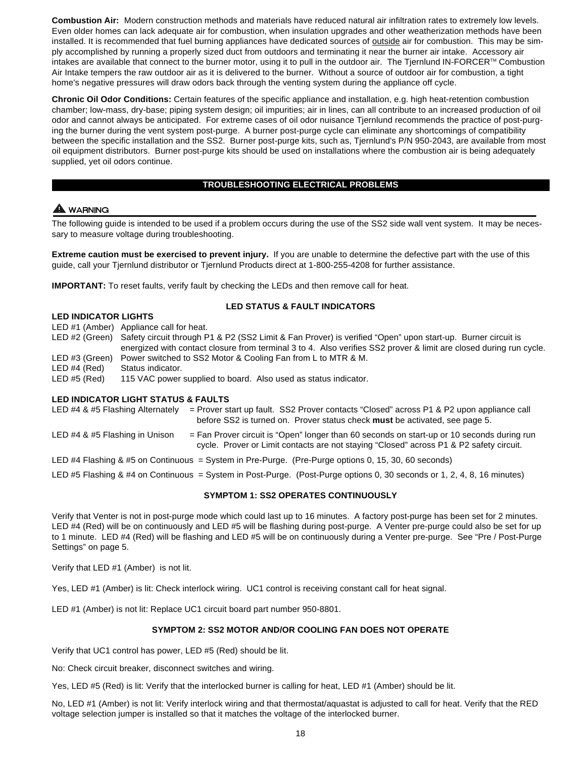**Combustion Air:** Modern construction methods and materials have reduced natural air infiltration rates to extremely low levels. Even older homes can lack adequate air for combustion, when insulation upgrades and other weatherization methods have been installed. It is recommended that fuel burning appliances have dedicated sources of outside air for combustion. This may be simply accomplished by running a properly sized duct from outdoors and terminating it near the burner air intake. Accessory air intakes are available that connect to the burner motor, using it to pull in the outdoor air. The Tjernlund IN-FORCER™ Combustion Air Intake tempers the raw outdoor air as it is delivered to the burner. Without a source of outdoor air for combustion, a tight home's negative pressures will draw odors back through the venting system during the appliance off cycle.

**Chronic Oil Odor Conditions:** Certain features of the specific appliance and installation, e.g. high heat-retention combustion chamber; low-mass, dry-base; piping system design; oil impurities; air in lines, can all contribute to an increased production of oil odor and cannot always be anticipated. For extreme cases of oil odor nuisance Tjernlund recommends the practice of post-purging the burner during the vent system post-purge. A burner post-purge cycle can eliminate any shortcomings of compatibility between the specific installation and the SS2. Burner post-purge kits, such as, Tjernlund's P/N 950-2043, are available from most oil equipment distributors. Burner post-purge kits should be used on installations where the combustion air is being adequately supplied, yet oil odors continue.

## TROUBLESHOOTING ELECTRICAL PROBLEMS

**⚠ WARNING**

The following guide is intended to be used if a problem occurs during the use of the SS2 side wall vent system. It may be necessary to measure voltage during troubleshooting.

**Extreme caution must be exercised to prevent injury.** If you are unable to determine the defective part with the use of this guide, call your Tjernlund distributor or Tjernlund Products direct at 1-800-255-4208 for further assistance.

**IMPORTANT:** To reset faults, verify fault by checking the LEDs and then remove call for heat.

### LED STATUS & FAULT INDICATORS

**LED INDICATOR LIGHTS**

- LED #1 (Amber) Appliance call for heat.
- LED #2 (Green) Safety circuit through P1 & P2 (SS2 Limit & Fan Prover) is verified "Open" upon start-up. Burner circuit is energized with contact closure from terminal 3 to 4. Also verifies SS2 prover & limit are closed during run cycle.
- LED #3 (Green) Power switched to SS2 Motor & Cooling Fan from L to MTR & M.
- LED #4 (Red) Status indicator.
- LED #5 (Red) 115 VAC power supplied to board. Also used as status indicator.

**LED INDICATOR LIGHT STATUS & FAULTS**

- LED #4 & #5 Flashing Alternately = Prover start up fault. SS2 Prover contacts "Closed" across P1 & P2 upon appliance call before SS2 is turned on. Prover status check **must** be activated, see page 5.
- LED #4 & #5 Flashing in Unison = Fan Prover circuit is "Open" longer than 60 seconds on start-up or 10 seconds during run cycle. Prover or Limit contacts are not staying "Closed" across P1 & P2 safety circuit.
- LED #4 Flashing & #5 on Continuous = System in Pre-Purge. (Pre-Purge options 0, 15, 30, 60 seconds)
- LED #5 Flashing & #4 on Continuous = System in Post-Purge. (Post-Purge options 0, 30 seconds or 1, 2, 4, 8, 16 minutes)

### SYMPTOM 1: SS2 OPERATES CONTINUOUSLY

Verify that Venter is not in post-purge mode which could last up to 16 minutes. A factory post-purge has been set for 2 minutes. LED #4 (Red) will be on continuously and LED #5 will be flashing during post-purge. A Venter pre-purge could also be set for up to 1 minute. LED #4 (Red) will be flashing and LED #5 will be on continuously during a Venter pre-purge. See "Pre / Post-Purge Settings" on page 5.

Verify that LED #1 (Amber) is not lit.

Yes, LED #1 (Amber) is lit: Check interlock wiring. UC1 control is receiving constant call for heat signal.

LED #1 (Amber) is not lit: Replace UC1 circuit board part number 950-8801.

### SYMPTOM 2: SS2 MOTOR AND/OR COOLING FAN DOES NOT OPERATE

Verify that UC1 control has power, LED #5 (Red) should be lit.

No: Check circuit breaker, disconnect switches and wiring.

Yes, LED #5 (Red) is lit: Verify that the interlocked burner is calling for heat, LED #1 (Amber) should be lit.

No, LED #1 (Amber) is not lit: Verify interlock wiring and that thermostat/aquastat is adjusted to call for heat. Verify that the RED voltage selection jumper is installed so that it matches the voltage of the interlocked burner.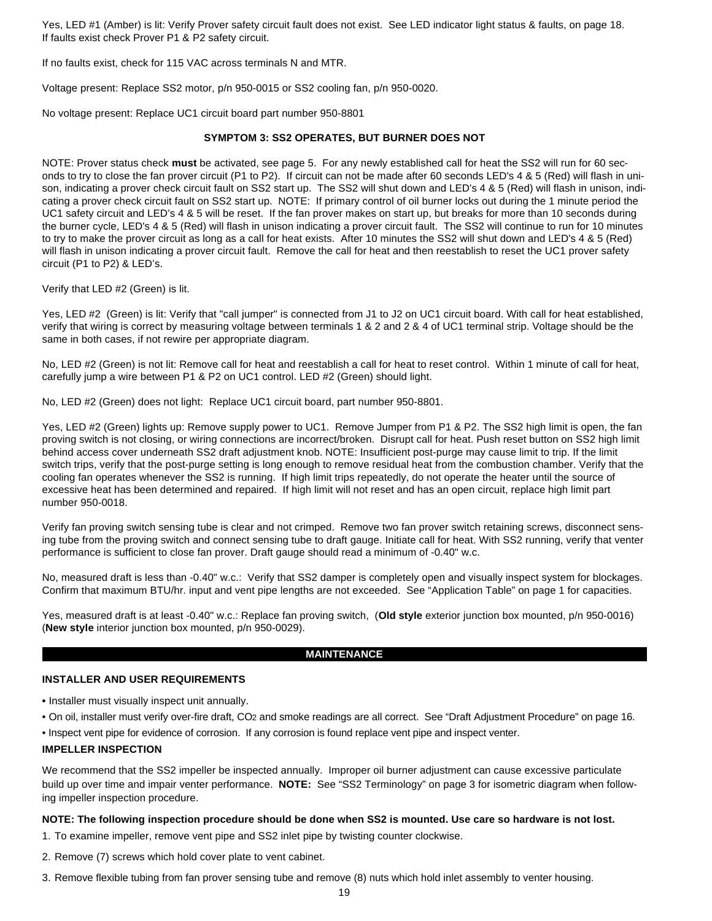Yes, LED #1 (Amber) is lit: Verify Prover safety circuit fault does not exist. See LED indicator light status & faults, on page 18. If faults exist check Prover P1 & P2 safety circuit.

If no faults exist, check for 115 VAC across terminals N and MTR.

Voltage present: Replace SS2 motor, p/n 950-0015 or SS2 cooling fan, p/n 950-0020.

No voltage present: Replace UC1 circuit board part number 950-8801

**SYMPTOM 3: SS2 OPERATES, BUT BURNER DOES NOT**

NOTE: Prover status check **must** be activated, see page 5. For any newly established call for heat the SS2 will run for 60 seconds to try to close the fan prover circuit (P1 to P2). If circuit can not be made after 60 seconds LED's 4 & 5 (Red) will flash in unison, indicating a prover check circuit fault on SS2 start up. The SS2 will shut down and LED's 4 & 5 (Red) will flash in unison, indicating a prover check circuit fault on SS2 start up. NOTE: If primary control of oil burner locks out during the 1 minute period the UC1 safety circuit and LED's 4 & 5 will be reset. If the fan prover makes on start up, but breaks for more than 10 seconds during the burner cycle, LED's 4 & 5 (Red) will flash in unison indicating a prover circuit fault. The SS2 will continue to run for 10 minutes to try to make the prover circuit as long as a call for heat exists. After 10 minutes the SS2 will shut down and LED's 4 & 5 (Red) will flash in unison indicating a prover circuit fault. Remove the call for heat and then reestablish to reset the UC1 prover safety circuit (P1 to P2) & LED's.

Verify that LED #2 (Green) is lit.

Yes, LED #2 (Green) is lit: Verify that "call jumper" is connected from J1 to J2 on UC1 circuit board. With call for heat established, verify that wiring is correct by measuring voltage between terminals 1 & 2 and 2 & 4 of UC1 terminal strip. Voltage should be the same in both cases, if not rewire per appropriate diagram.

No, LED #2 (Green) is not lit: Remove call for heat and reestablish a call for heat to reset control. Within 1 minute of call for heat, carefully jump a wire between P1 & P2 on UC1 control. LED #2 (Green) should light.

No, LED #2 (Green) does not light: Replace UC1 circuit board, part number 950-8801.

Yes, LED #2 (Green) lights up: Remove supply power to UC1. Remove Jumper from P1 & P2. The SS2 high limit is open, the fan proving switch is not closing, or wiring connections are incorrect/broken. Disrupt call for heat. Push reset button on SS2 high limit behind access cover underneath SS2 draft adjustment knob. NOTE: Insufficient post-purge may cause limit to trip. If the limit switch trips, verify that the post-purge setting is long enough to remove residual heat from the combustion chamber. Verify that the cooling fan operates whenever the SS2 is running. If high limit trips repeatedly, do not operate the heater until the source of excessive heat has been determined and repaired. If high limit will not reset and has an open circuit, replace high limit part number 950-0018.

Verify fan proving switch sensing tube is clear and not crimped. Remove two fan prover switch retaining screws, disconnect sensing tube from the proving switch and connect sensing tube to draft gauge. Initiate call for heat. With SS2 running, verify that venter performance is sufficient to close fan prover. Draft gauge should read a minimum of -0.40" w.c.

No, measured draft is less than -0.40" w.c.: Verify that SS2 damper is completely open and visually inspect system for blockages. Confirm that maximum BTU/hr. input and vent pipe lengths are not exceeded. See "Application Table" on page 1 for capacities.

Yes, measured draft is at least -0.40" w.c.: Replace fan proving switch, (**Old style** exterior junction box mounted, p/n 950-0016) (**New style** interior junction box mounted, p/n 950-0029).

## MAINTENANCE

### INSTALLER AND USER REQUIREMENTS

- Installer must visually inspect unit annually.
- On oil, installer must verify over-fire draft, $CO_2$ and smoke readings are all correct. See "Draft Adjustment Procedure" on page 16.
- Inspect vent pipe for evidence of corrosion. If any corrosion is found replace vent pipe and inspect venter.

### IMPELLER INSPECTION

We recommend that the SS2 impeller be inspected annually. Improper oil burner adjustment can cause excessive particulate build up over time and impair venter performance. **NOTE:** See "SS2 Terminology" on page 3 for isometric diagram when following impeller inspection procedure.

**NOTE: The following inspection procedure should be done when SS2 is mounted. Use care so hardware is not lost.**

1. To examine impeller, remove vent pipe and SS2 inlet pipe by twisting counter clockwise.
2. Remove (7) screws which hold cover plate to vent cabinet.
3. Remove flexible tubing from fan prover sensing tube and remove (8) nuts which hold inlet assembly to venter housing.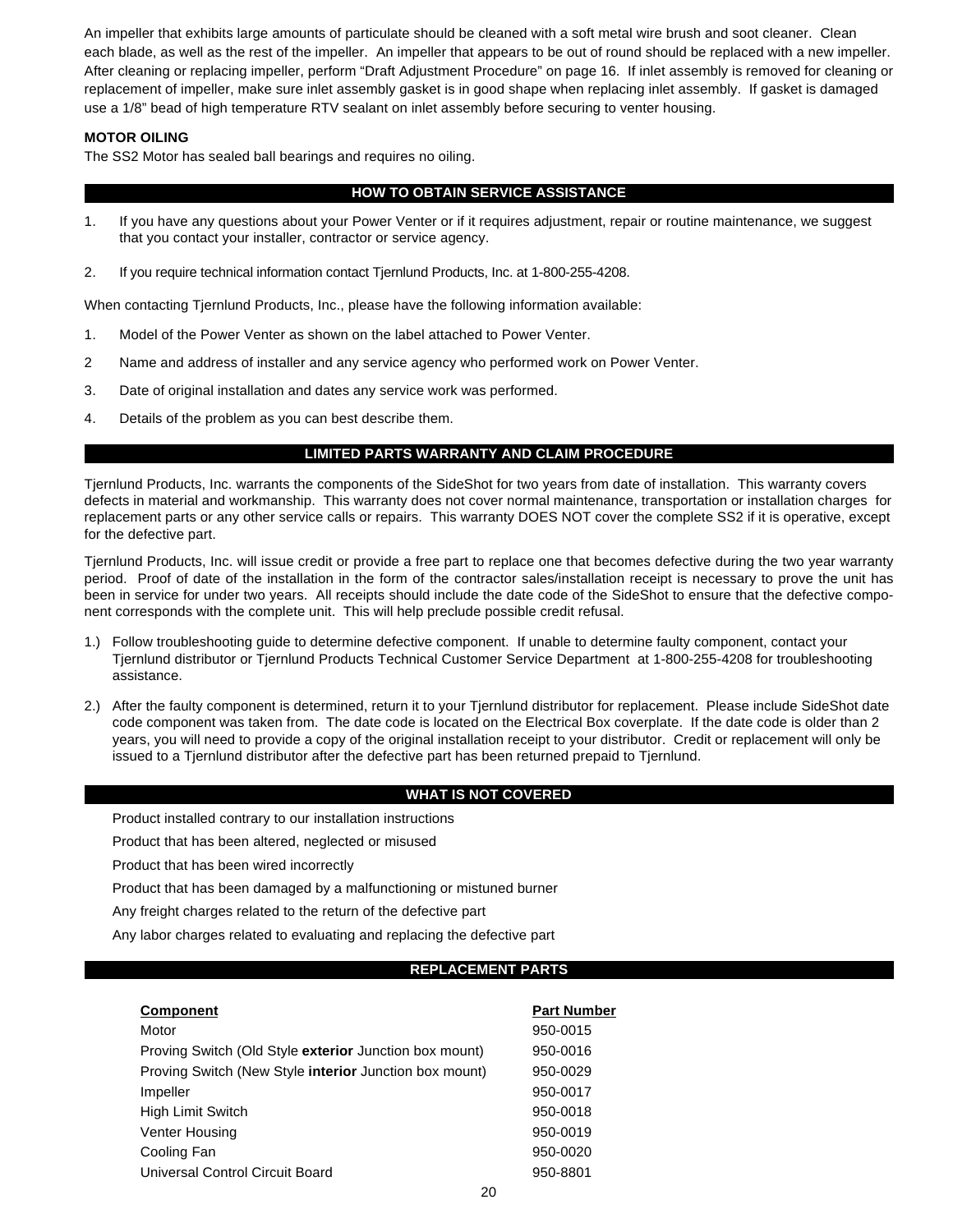An impeller that exhibits large amounts of particulate should be cleaned with a soft metal wire brush and soot cleaner. Clean each blade, as well as the rest of the impeller. An impeller that appears to be out of round should be replaced with a new impeller. After cleaning or replacing impeller, perform “Draft Adjustment Procedure” on page 16. If inlet assembly is removed for cleaning or replacement of impeller, make sure inlet assembly gasket is in good shape when replacing inlet assembly. If gasket is damaged use a 1/8” bead of high temperature RTV sealant on inlet assembly before securing to venter housing.

**MOTOR OILING**

The SS2 Motor has sealed ball bearings and requires no oiling.

## HOW TO OBTAIN SERVICE ASSISTANCE

1. If you have any questions about your Power Venter or if it requires adjustment, repair or routine maintenance, we suggest that you contact your installer, contractor or service agency.
2. If you require technical information contact Tjernlund Products, Inc. at 1-800-255-4208.

When contacting Tjernlund Products, Inc., please have the following information available:

1. Model of the Power Venter as shown on the label attached to Power Venter.
2. Name and address of installer and any service agency who performed work on Power Venter.
3. Date of original installation and dates any service work was performed.
4. Details of the problem as you can best describe them.

## LIMITED PARTS WARRANTY AND CLAIM PROCEDURE

Tjernlund Products, Inc. warrants the components of the SideShot for two years from date of installation. This warranty covers defects in material and workmanship. This warranty does not cover normal maintenance, transportation or installation charges for replacement parts or any other service calls or repairs. This warranty DOES NOT cover the complete SS2 if it is operative, except for the defective part.

Tjernlund Products, Inc. will issue credit or provide a free part to replace one that becomes defective during the two year warranty period. Proof of date of the installation in the form of the contractor sales/installation receipt is necessary to prove the unit has been in service for under two years. All receipts should include the date code of the SideShot to ensure that the defective component corresponds with the complete unit. This will help preclude possible credit refusal.

1.) Follow troubleshooting guide to determine defective component. If unable to determine faulty component, contact your Tjernlund distributor or Tjernlund Products Technical Customer Service Department at 1-800-255-4208 for troubleshooting assistance.

2.) After the faulty component is determined, return it to your Tjernlund distributor for replacement. Please include SideShot date code component was taken from. The date code is located on the Electrical Box coverplate. If the date code is older than 2 years, you will need to provide a copy of the original installation receipt to your distributor. Credit or replacement will only be issued to a Tjernlund distributor after the defective part has been returned prepaid to Tjernlund.

## WHAT IS NOT COVERED

Product installed contrary to our installation instructions

Product that has been altered, neglected or misused

Product that has been wired incorrectly

Product that has been damaged by a malfunctioning or mistuned burner

Any freight charges related to the return of the defective part

Any labor charges related to evaluating and replacing the defective part

## REPLACEMENT PARTS

| Component | Part Number |
|---|---|
| Motor | 950-0015 |
| Proving Switch (Old Style **exterior** Junction box mount) | 950-0016 |
| Proving Switch (New Style **interior** Junction box mount) | 950-0029 |
| Impeller | 950-0017 |
| High Limit Switch | 950-0018 |
| Venter Housing | 950-0019 |
| Cooling Fan | 950-0020 |
| Universal Control Circuit Board | 950-8801 |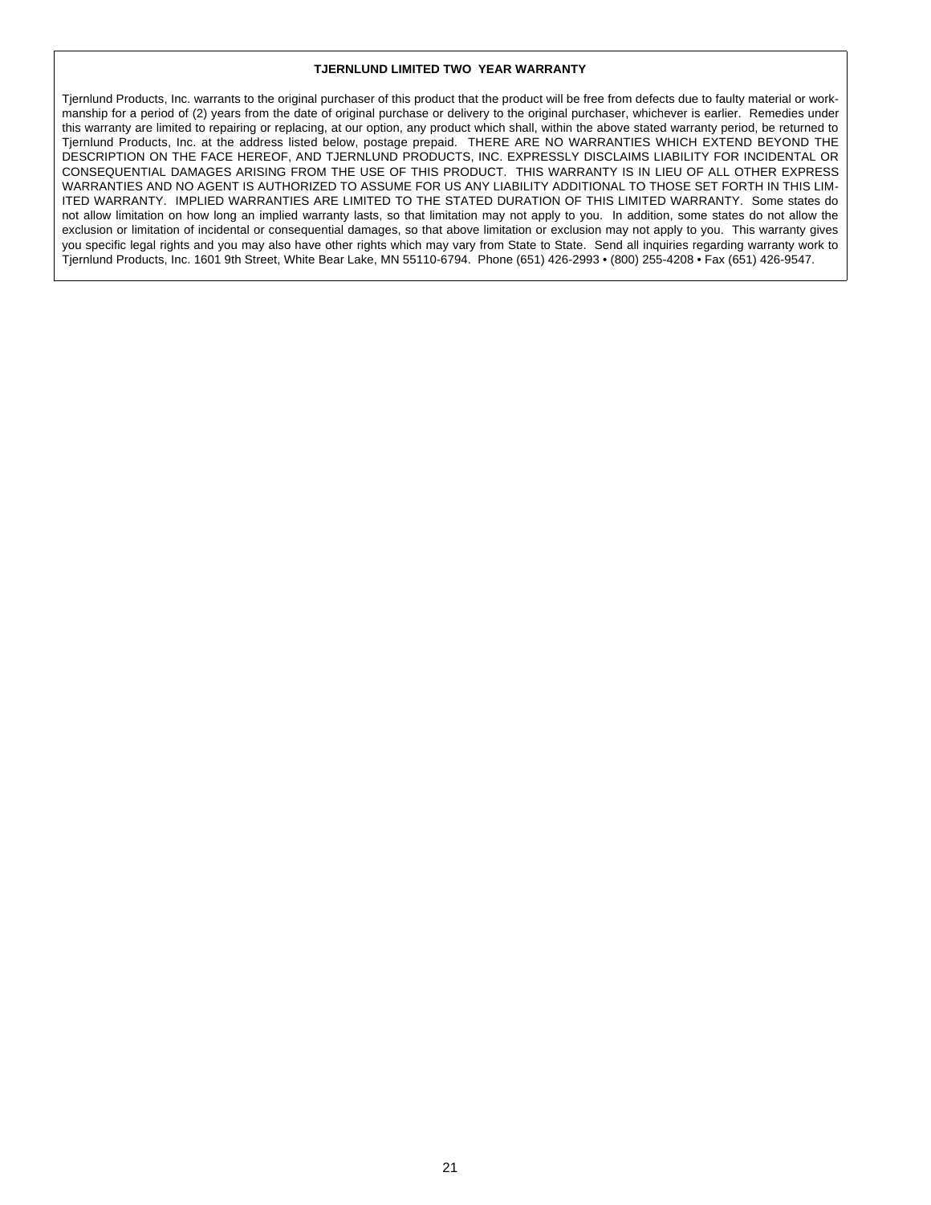**TJERNLUND LIMITED TWO YEAR WARRANTY**

Tjernlund Products, Inc. warrants to the original purchaser of this product that the product will be free from defects due to faulty material or workmanship for a period of (2) years from the date of original purchase or delivery to the original purchaser, whichever is earlier. Remedies under this warranty are limited to repairing or replacing, at our option, any product which shall, within the above stated warranty period, be returned to Tjernlund Products, Inc. at the address listed below, postage prepaid. THERE ARE NO WARRANTIES WHICH EXTEND BEYOND THE DESCRIPTION ON THE FACE HEREOF, AND TJERNLUND PRODUCTS, INC. EXPRESSLY DISCLAIMS LIABILITY FOR INCIDENTAL OR CONSEQUENTIAL DAMAGES ARISING FROM THE USE OF THIS PRODUCT. THIS WARRANTY IS IN LIEU OF ALL OTHER EXPRESS WARRANTIES AND NO AGENT IS AUTHORIZED TO ASSUME FOR US ANY LIABILITY ADDITIONAL TO THOSE SET FORTH IN THIS LIMITED WARRANTY. IMPLIED WARRANTIES ARE LIMITED TO THE STATED DURATION OF THIS LIMITED WARRANTY. Some states do not allow limitation on how long an implied warranty lasts, so that limitation may not apply to you. In addition, some states do not allow the exclusion or limitation of incidental or consequential damages, so that above limitation or exclusion may not apply to you. This warranty gives you specific legal rights and you may also have other rights which may vary from State to State. Send all inquiries regarding warranty work to Tjernlund Products, Inc. 1601 9th Street, White Bear Lake, MN 55110-6794. Phone (651) 426-2993 • (800) 255-4208 • Fax (651) 426-9547.